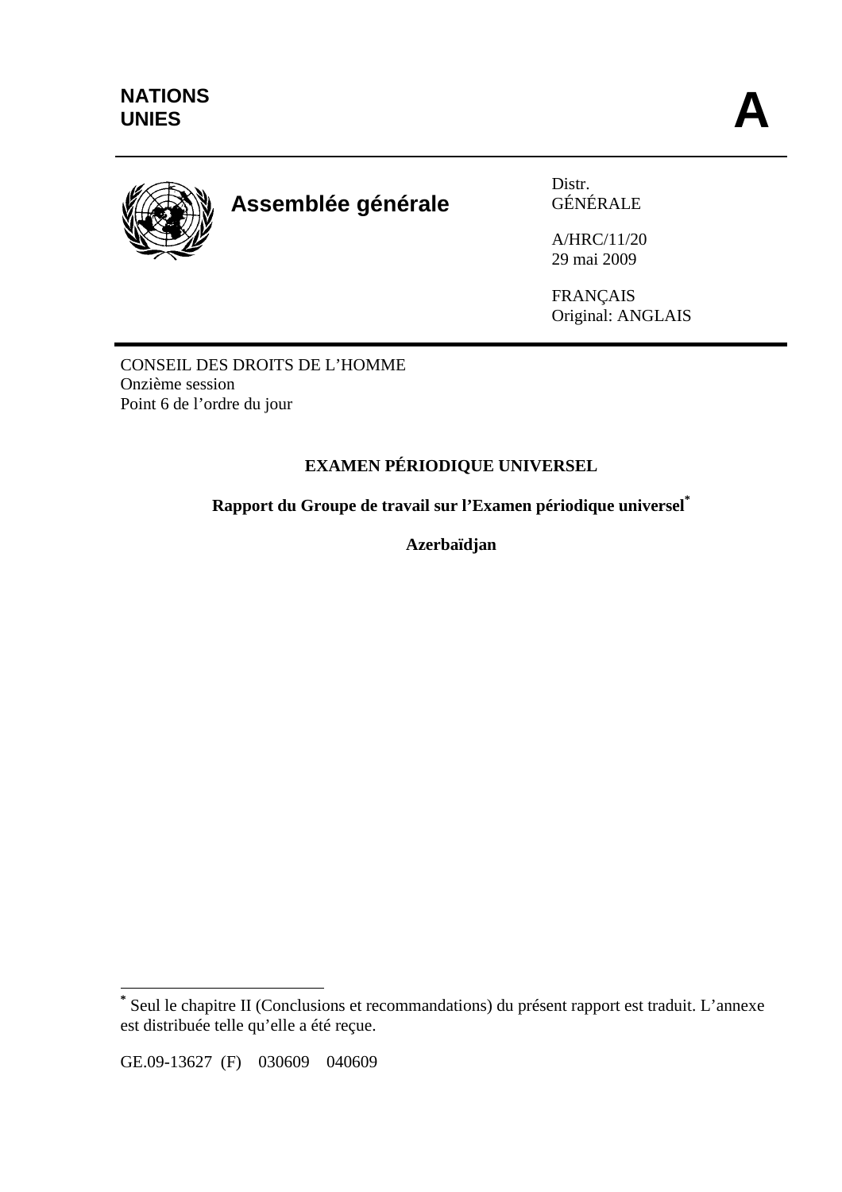**NATIONS UNIES**

**A**

**Assemblée générale**

Distr.
GÉNÉRALE

A/HRC/11/20
29 mai 2009

FRANÇAIS
Original: ANGLAIS

CONSEIL DES DROITS DE L'HOMME
Onzième session
Point 6 de l'ordre du jour

# EXAMEN PÉRIODIQUE UNIVERSEL

## Rapport du Groupe de travail sur l'Examen périodique universel*

## Azerbaïdjan

---

* Seul le chapitre II (Conclusions et recommandations) du présent rapport est traduit. L'annexe est distribuée telle qu'elle a été reçue.

GE.09-13627 (F) 030609 040609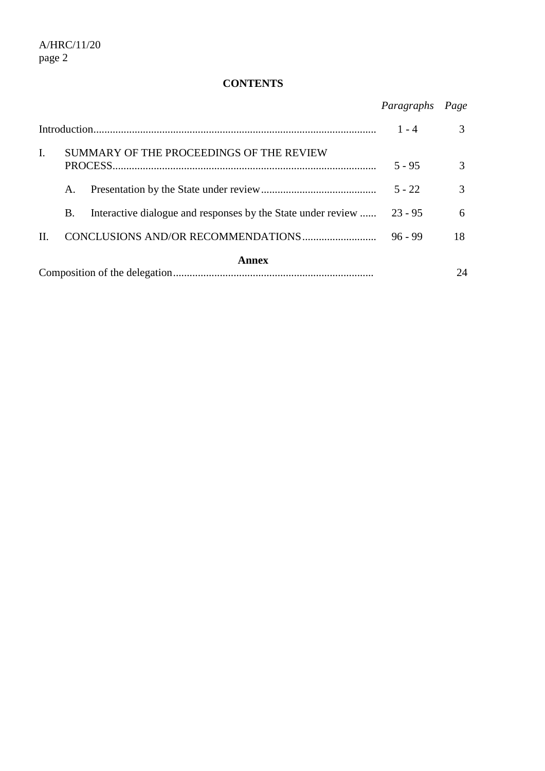**CONTENTS**

| | | *Paragraphs* | *Page* |
|---|---|---|---|
| Introduction | | 1 - 4 | 3 |
| I. | SUMMARY OF THE PROCEEDINGS OF THE REVIEW PROCESS | 5 - 95 | 3 |
| | A. Presentation by the State under review | 5 - 22 | 3 |
| | B. Interactive dialogue and responses by the State under review | 23 - 95 | 6 |
| II. | CONCLUSIONS AND/OR RECOMMENDATIONS | 96 - 99 | 18 |

**Annex**

| | | |
|---|---|---|
| Composition of the delegation | | 24 |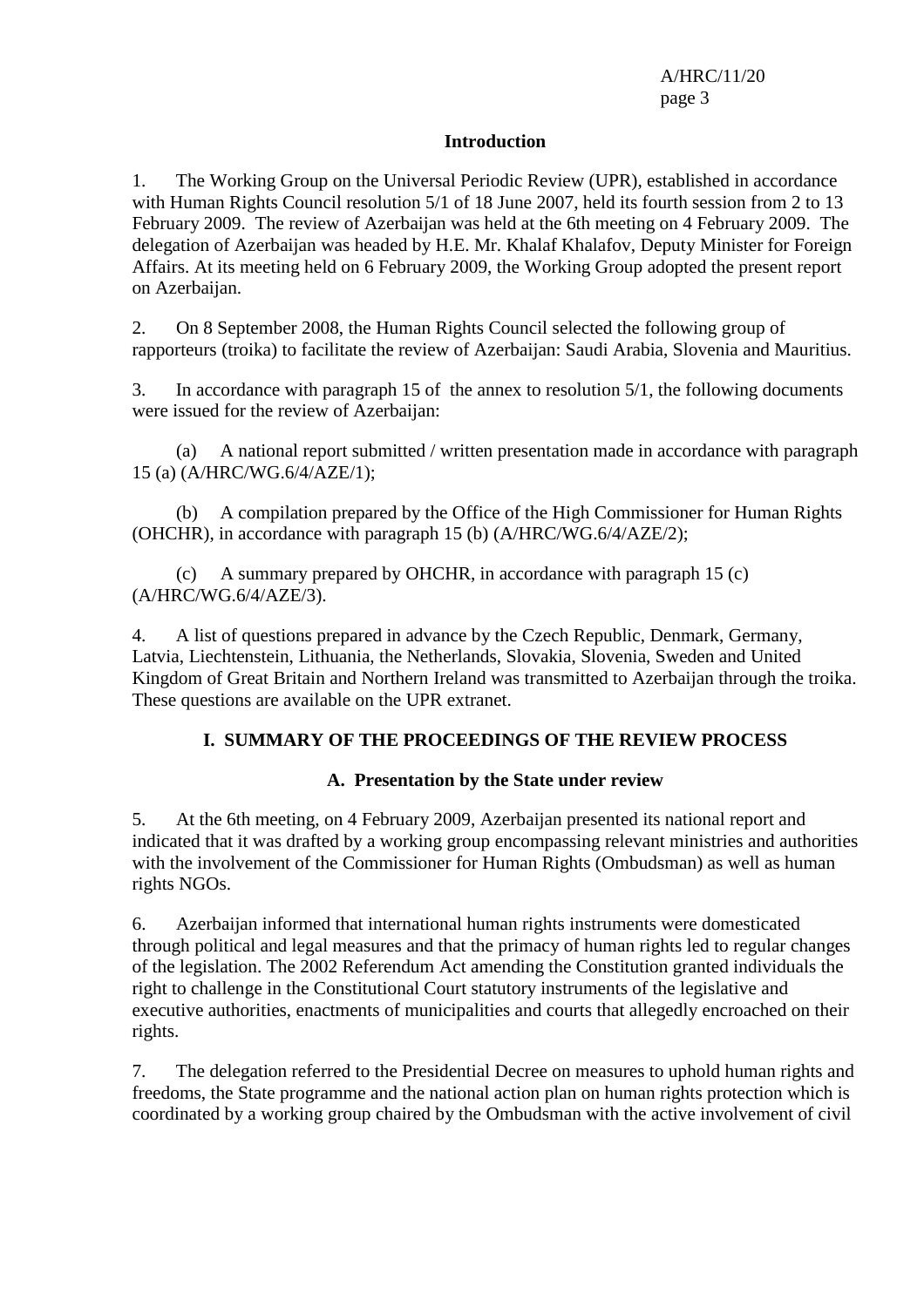## Introduction

1. The Working Group on the Universal Periodic Review (UPR), established in accordance with Human Rights Council resolution 5/1 of 18 June 2007, held its fourth session from 2 to 13 February 2009. The review of Azerbaijan was held at the 6th meeting on 4 February 2009. The delegation of Azerbaijan was headed by H.E. Mr. Khalaf Khalafov, Deputy Minister for Foreign Affairs. At its meeting held on 6 February 2009, the Working Group adopted the present report on Azerbaijan.

2. On 8 September 2008, the Human Rights Council selected the following group of rapporteurs (troika) to facilitate the review of Azerbaijan: Saudi Arabia, Slovenia and Mauritius.

3. In accordance with paragraph 15 of the annex to resolution 5/1, the following documents were issued for the review of Azerbaijan:

(a) A national report submitted / written presentation made in accordance with paragraph 15 (a) (A/HRC/WG.6/4/AZE/1);

(b) A compilation prepared by the Office of the High Commissioner for Human Rights (OHCHR), in accordance with paragraph 15 (b) (A/HRC/WG.6/4/AZE/2);

(c) A summary prepared by OHCHR, in accordance with paragraph 15 (c) (A/HRC/WG.6/4/AZE/3).

4. A list of questions prepared in advance by the Czech Republic, Denmark, Germany, Latvia, Liechtenstein, Lithuania, the Netherlands, Slovakia, Slovenia, Sweden and United Kingdom of Great Britain and Northern Ireland was transmitted to Azerbaijan through the troika. These questions are available on the UPR extranet.

## I. SUMMARY OF THE PROCEEDINGS OF THE REVIEW PROCESS

### A. Presentation by the State under review

5. At the 6th meeting, on 4 February 2009, Azerbaijan presented its national report and indicated that it was drafted by a working group encompassing relevant ministries and authorities with the involvement of the Commissioner for Human Rights (Ombudsman) as well as human rights NGOs.

6. Azerbaijan informed that international human rights instruments were domesticated through political and legal measures and that the primacy of human rights led to regular changes of the legislation. The 2002 Referendum Act amending the Constitution granted individuals the right to challenge in the Constitutional Court statutory instruments of the legislative and executive authorities, enactments of municipalities and courts that allegedly encroached on their rights.

7. The delegation referred to the Presidential Decree on measures to uphold human rights and freedoms, the State programme and the national action plan on human rights protection which is coordinated by a working group chaired by the Ombudsman with the active involvement of civil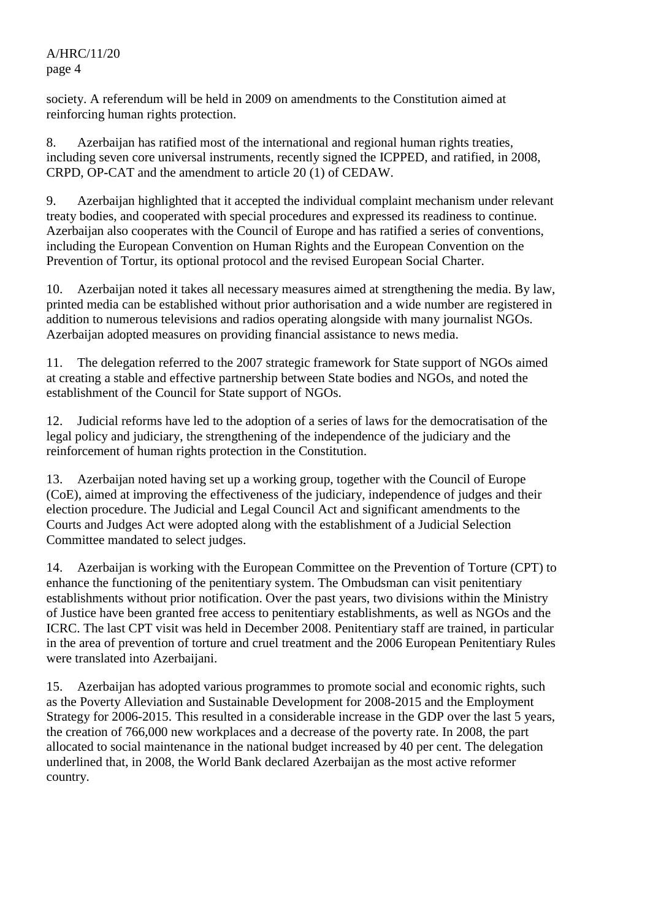society. A referendum will be held in 2009 on amendments to the Constitution aimed at reinforcing human rights protection.

8. Azerbaijan has ratified most of the international and regional human rights treaties, including seven core universal instruments, recently signed the ICPPED, and ratified, in 2008, CRPD, OP-CAT and the amendment to article 20 (1) of CEDAW.

9. Azerbaijan highlighted that it accepted the individual complaint mechanism under relevant treaty bodies, and cooperated with special procedures and expressed its readiness to continue. Azerbaijan also cooperates with the Council of Europe and has ratified a series of conventions, including the European Convention on Human Rights and the European Convention on the Prevention of Tortur, its optional protocol and the revised European Social Charter.

10. Azerbaijan noted it takes all necessary measures aimed at strengthening the media. By law, printed media can be established without prior authorisation and a wide number are registered in addition to numerous televisions and radios operating alongside with many journalist NGOs. Azerbaijan adopted measures on providing financial assistance to news media.

11. The delegation referred to the 2007 strategic framework for State support of NGOs aimed at creating a stable and effective partnership between State bodies and NGOs, and noted the establishment of the Council for State support of NGOs.

12. Judicial reforms have led to the adoption of a series of laws for the democratisation of the legal policy and judiciary, the strengthening of the independence of the judiciary and the reinforcement of human rights protection in the Constitution.

13. Azerbaijan noted having set up a working group, together with the Council of Europe (CoE), aimed at improving the effectiveness of the judiciary, independence of judges and their election procedure. The Judicial and Legal Council Act and significant amendments to the Courts and Judges Act were adopted along with the establishment of a Judicial Selection Committee mandated to select judges.

14. Azerbaijan is working with the European Committee on the Prevention of Torture (CPT) to enhance the functioning of the penitentiary system. The Ombudsman can visit penitentiary establishments without prior notification. Over the past years, two divisions within the Ministry of Justice have been granted free access to penitentiary establishments, as well as NGOs and the ICRC. The last CPT visit was held in December 2008. Penitentiary staff are trained, in particular in the area of prevention of torture and cruel treatment and the 2006 European Penitentiary Rules were translated into Azerbaijani.

15. Azerbaijan has adopted various programmes to promote social and economic rights, such as the Poverty Alleviation and Sustainable Development for 2008-2015 and the Employment Strategy for 2006-2015. This resulted in a considerable increase in the GDP over the last 5 years, the creation of 766,000 new workplaces and a decrease of the poverty rate. In 2008, the part allocated to social maintenance in the national budget increased by 40 per cent. The delegation underlined that, in 2008, the World Bank declared Azerbaijan as the most active reformer country.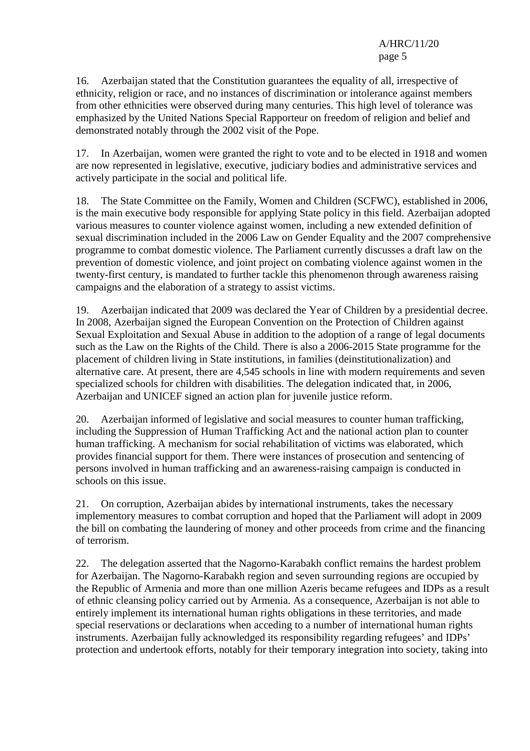16. Azerbaijan stated that the Constitution guarantees the equality of all, irrespective of ethnicity, religion or race, and no instances of discrimination or intolerance against members from other ethnicities were observed during many centuries. This high level of tolerance was emphasized by the United Nations Special Rapporteur on freedom of religion and belief and demonstrated notably through the 2002 visit of the Pope.

17. In Azerbaijan, women were granted the right to vote and to be elected in 1918 and women are now represented in legislative, executive, judiciary bodies and administrative services and actively participate in the social and political life.

18. The State Committee on the Family, Women and Children (SCFWC), established in 2006, is the main executive body responsible for applying State policy in this field. Azerbaijan adopted various measures to counter violence against women, including a new extended definition of sexual discrimination included in the 2006 Law on Gender Equality and the 2007 comprehensive programme to combat domestic violence. The Parliament currently discusses a draft law on the prevention of domestic violence, and joint project on combating violence against women in the twenty-first century, is mandated to further tackle this phenomenon through awareness raising campaigns and the elaboration of a strategy to assist victims.

19. Azerbaijan indicated that 2009 was declared the Year of Children by a presidential decree. In 2008, Azerbaijan signed the European Convention on the Protection of Children against Sexual Exploitation and Sexual Abuse in addition to the adoption of a range of legal documents such as the Law on the Rights of the Child. There is also a 2006-2015 State programme for the placement of children living in State institutions, in families (deinstitutionalization) and alternative care. At present, there are 4,545 schools in line with modern requirements and seven specialized schools for children with disabilities. The delegation indicated that, in 2006, Azerbaijan and UNICEF signed an action plan for juvenile justice reform.

20. Azerbaijan informed of legislative and social measures to counter human trafficking, including the Suppression of Human Trafficking Act and the national action plan to counter human trafficking. A mechanism for social rehabilitation of victims was elaborated, which provides financial support for them. There were instances of prosecution and sentencing of persons involved in human trafficking and an awareness-raising campaign is conducted in schools on this issue.

21. On corruption, Azerbaijan abides by international instruments, takes the necessary implementory measures to combat corruption and hoped that the Parliament will adopt in 2009 the bill on combating the laundering of money and other proceeds from crime and the financing of terrorism.

22. The delegation asserted that the Nagorno-Karabakh conflict remains the hardest problem for Azerbaijan. The Nagorno-Karabakh region and seven surrounding regions are occupied by the Republic of Armenia and more than one million Azeris became refugees and IDPs as a result of ethnic cleansing policy carried out by Armenia. As a consequence, Azerbaijan is not able to entirely implement its international human rights obligations in these territories, and made special reservations or declarations when acceding to a number of international human rights instruments. Azerbaijan fully acknowledged its responsibility regarding refugees' and IDPs' protection and undertook efforts, notably for their temporary integration into society, taking into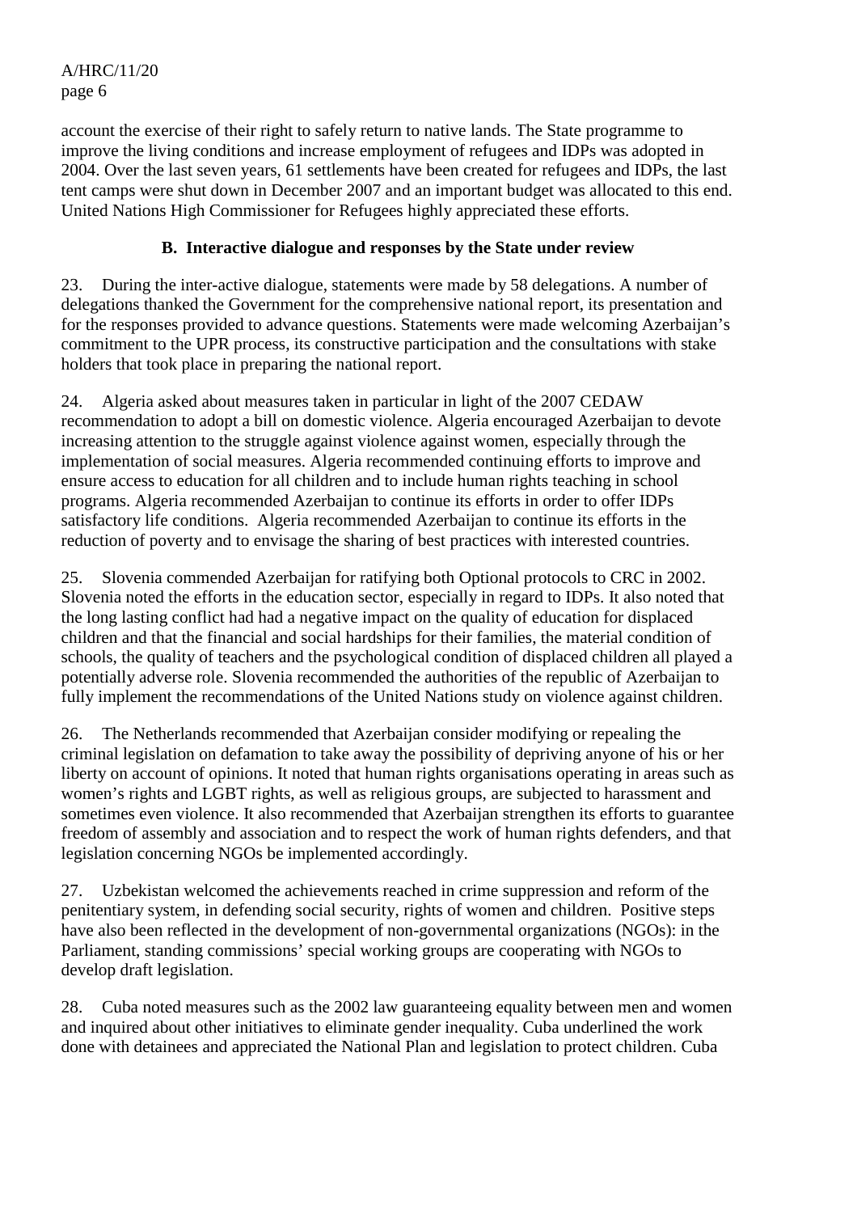account the exercise of their right to safely return to native lands. The State programme to improve the living conditions and increase employment of refugees and IDPs was adopted in 2004. Over the last seven years, 61 settlements have been created for refugees and IDPs, the last tent camps were shut down in December 2007 and an important budget was allocated to this end. United Nations High Commissioner for Refugees highly appreciated these efforts.

### B. Interactive dialogue and responses by the State under review

23. During the inter-active dialogue, statements were made by 58 delegations. A number of delegations thanked the Government for the comprehensive national report, its presentation and for the responses provided to advance questions. Statements were made welcoming Azerbaijan's commitment to the UPR process, its constructive participation and the consultations with stake holders that took place in preparing the national report.

24. Algeria asked about measures taken in particular in light of the 2007 CEDAW recommendation to adopt a bill on domestic violence. Algeria encouraged Azerbaijan to devote increasing attention to the struggle against violence against women, especially through the implementation of social measures. Algeria recommended continuing efforts to improve and ensure access to education for all children and to include human rights teaching in school programs. Algeria recommended Azerbaijan to continue its efforts in order to offer IDPs satisfactory life conditions. Algeria recommended Azerbaijan to continue its efforts in the reduction of poverty and to envisage the sharing of best practices with interested countries.

25. Slovenia commended Azerbaijan for ratifying both Optional protocols to CRC in 2002. Slovenia noted the efforts in the education sector, especially in regard to IDPs. It also noted that the long lasting conflict had had a negative impact on the quality of education for displaced children and that the financial and social hardships for their families, the material condition of schools, the quality of teachers and the psychological condition of displaced children all played a potentially adverse role. Slovenia recommended the authorities of the republic of Azerbaijan to fully implement the recommendations of the United Nations study on violence against children.

26. The Netherlands recommended that Azerbaijan consider modifying or repealing the criminal legislation on defamation to take away the possibility of depriving anyone of his or her liberty on account of opinions. It noted that human rights organisations operating in areas such as women's rights and LGBT rights, as well as religious groups, are subjected to harassment and sometimes even violence. It also recommended that Azerbaijan strengthen its efforts to guarantee freedom of assembly and association and to respect the work of human rights defenders, and that legislation concerning NGOs be implemented accordingly.

27. Uzbekistan welcomed the achievements reached in crime suppression and reform of the penitentiary system, in defending social security, rights of women and children. Positive steps have also been reflected in the development of non-governmental organizations (NGOs): in the Parliament, standing commissions' special working groups are cooperating with NGOs to develop draft legislation.

28. Cuba noted measures such as the 2002 law guaranteeing equality between men and women and inquired about other initiatives to eliminate gender inequality. Cuba underlined the work done with detainees and appreciated the National Plan and legislation to protect children. Cuba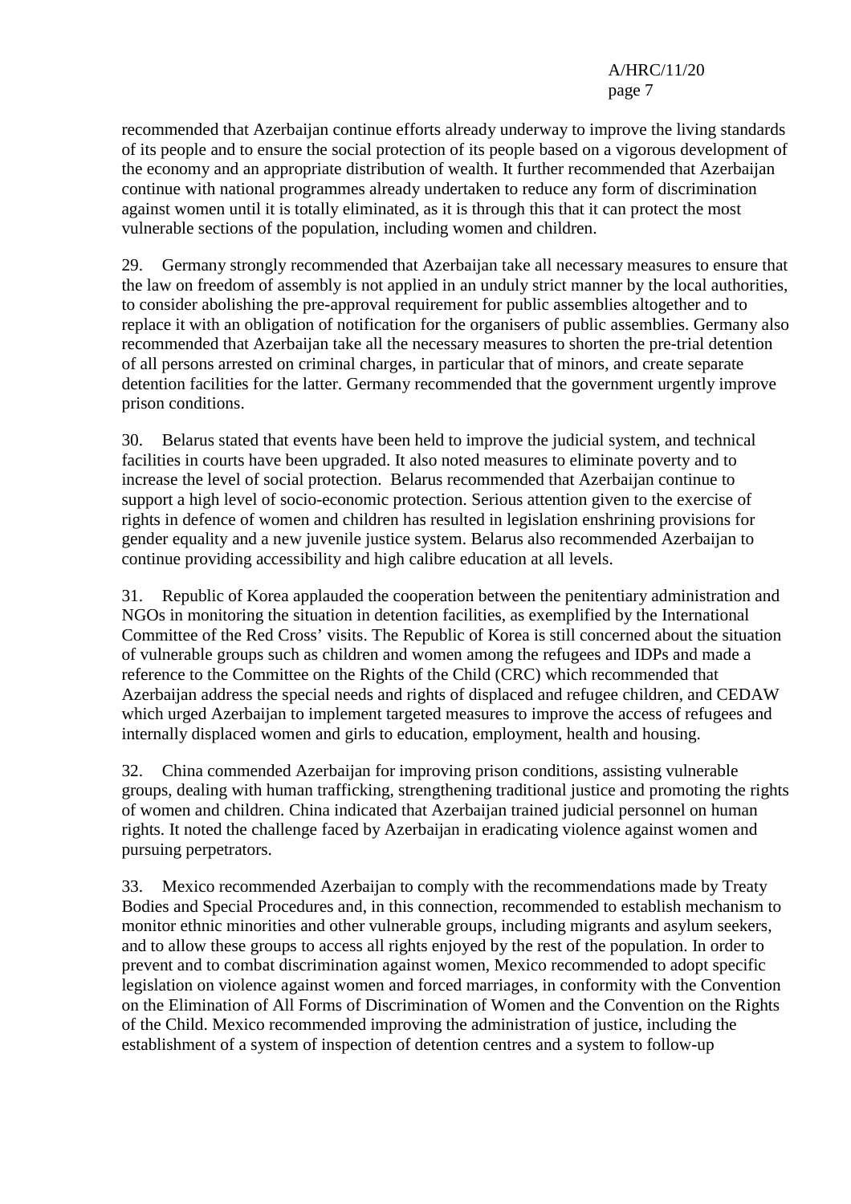recommended that Azerbaijan continue efforts already underway to improve the living standards of its people and to ensure the social protection of its people based on a vigorous development of the economy and an appropriate distribution of wealth. It further recommended that Azerbaijan continue with national programmes already undertaken to reduce any form of discrimination against women until it is totally eliminated, as it is through this that it can protect the most vulnerable sections of the population, including women and children.

29. Germany strongly recommended that Azerbaijan take all necessary measures to ensure that the law on freedom of assembly is not applied in an unduly strict manner by the local authorities, to consider abolishing the pre-approval requirement for public assemblies altogether and to replace it with an obligation of notification for the organisers of public assemblies. Germany also recommended that Azerbaijan take all the necessary measures to shorten the pre-trial detention of all persons arrested on criminal charges, in particular that of minors, and create separate detention facilities for the latter. Germany recommended that the government urgently improve prison conditions.

30. Belarus stated that events have been held to improve the judicial system, and technical facilities in courts have been upgraded. It also noted measures to eliminate poverty and to increase the level of social protection. Belarus recommended that Azerbaijan continue to support a high level of socio-economic protection. Serious attention given to the exercise of rights in defence of women and children has resulted in legislation enshrining provisions for gender equality and a new juvenile justice system. Belarus also recommended Azerbaijan to continue providing accessibility and high calibre education at all levels.

31. Republic of Korea applauded the cooperation between the penitentiary administration and NGOs in monitoring the situation in detention facilities, as exemplified by the International Committee of the Red Cross' visits. The Republic of Korea is still concerned about the situation of vulnerable groups such as children and women among the refugees and IDPs and made a reference to the Committee on the Rights of the Child (CRC) which recommended that Azerbaijan address the special needs and rights of displaced and refugee children, and CEDAW which urged Azerbaijan to implement targeted measures to improve the access of refugees and internally displaced women and girls to education, employment, health and housing.

32. China commended Azerbaijan for improving prison conditions, assisting vulnerable groups, dealing with human trafficking, strengthening traditional justice and promoting the rights of women and children. China indicated that Azerbaijan trained judicial personnel on human rights. It noted the challenge faced by Azerbaijan in eradicating violence against women and pursuing perpetrators.

33. Mexico recommended Azerbaijan to comply with the recommendations made by Treaty Bodies and Special Procedures and, in this connection, recommended to establish mechanism to monitor ethnic minorities and other vulnerable groups, including migrants and asylum seekers, and to allow these groups to access all rights enjoyed by the rest of the population. In order to prevent and to combat discrimination against women, Mexico recommended to adopt specific legislation on violence against women and forced marriages, in conformity with the Convention on the Elimination of All Forms of Discrimination of Women and the Convention on the Rights of the Child. Mexico recommended improving the administration of justice, including the establishment of a system of inspection of detention centres and a system to follow-up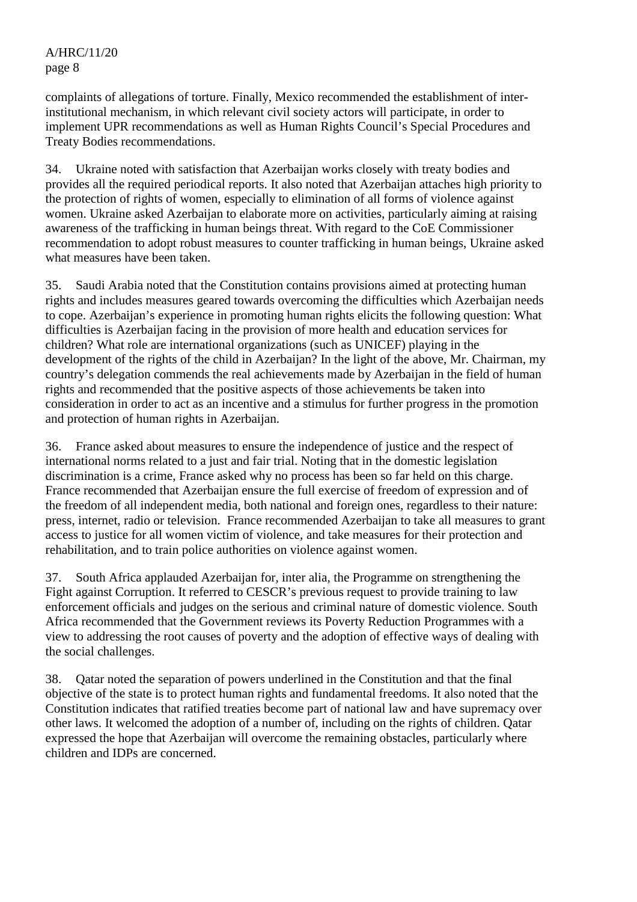complaints of allegations of torture. Finally, Mexico recommended the establishment of inter-institutional mechanism, in which relevant civil society actors will participate, in order to implement UPR recommendations as well as Human Rights Council's Special Procedures and Treaty Bodies recommendations.

34. Ukraine noted with satisfaction that Azerbaijan works closely with treaty bodies and provides all the required periodical reports. It also noted that Azerbaijan attaches high priority to the protection of rights of women, especially to elimination of all forms of violence against women. Ukraine asked Azerbaijan to elaborate more on activities, particularly aiming at raising awareness of the trafficking in human beings threat. With regard to the CoE Commissioner recommendation to adopt robust measures to counter trafficking in human beings, Ukraine asked what measures have been taken.

35. Saudi Arabia noted that the Constitution contains provisions aimed at protecting human rights and includes measures geared towards overcoming the difficulties which Azerbaijan needs to cope. Azerbaijan's experience in promoting human rights elicits the following question: What difficulties is Azerbaijan facing in the provision of more health and education services for children? What role are international organizations (such as UNICEF) playing in the development of the rights of the child in Azerbaijan? In the light of the above, Mr. Chairman, my country's delegation commends the real achievements made by Azerbaijan in the field of human rights and recommended that the positive aspects of those achievements be taken into consideration in order to act as an incentive and a stimulus for further progress in the promotion and protection of human rights in Azerbaijan.

36. France asked about measures to ensure the independence of justice and the respect of international norms related to a just and fair trial. Noting that in the domestic legislation discrimination is a crime, France asked why no process has been so far held on this charge. France recommended that Azerbaijan ensure the full exercise of freedom of expression and of the freedom of all independent media, both national and foreign ones, regardless to their nature: press, internet, radio or television. France recommended Azerbaijan to take all measures to grant access to justice for all women victim of violence, and take measures for their protection and rehabilitation, and to train police authorities on violence against women.

37. South Africa applauded Azerbaijan for, inter alia, the Programme on strengthening the Fight against Corruption. It referred to CESCR's previous request to provide training to law enforcement officials and judges on the serious and criminal nature of domestic violence. South Africa recommended that the Government reviews its Poverty Reduction Programmes with a view to addressing the root causes of poverty and the adoption of effective ways of dealing with the social challenges.

38. Qatar noted the separation of powers underlined in the Constitution and that the final objective of the state is to protect human rights and fundamental freedoms. It also noted that the Constitution indicates that ratified treaties become part of national law and have supremacy over other laws. It welcomed the adoption of a number of, including on the rights of children. Qatar expressed the hope that Azerbaijan will overcome the remaining obstacles, particularly where children and IDPs are concerned.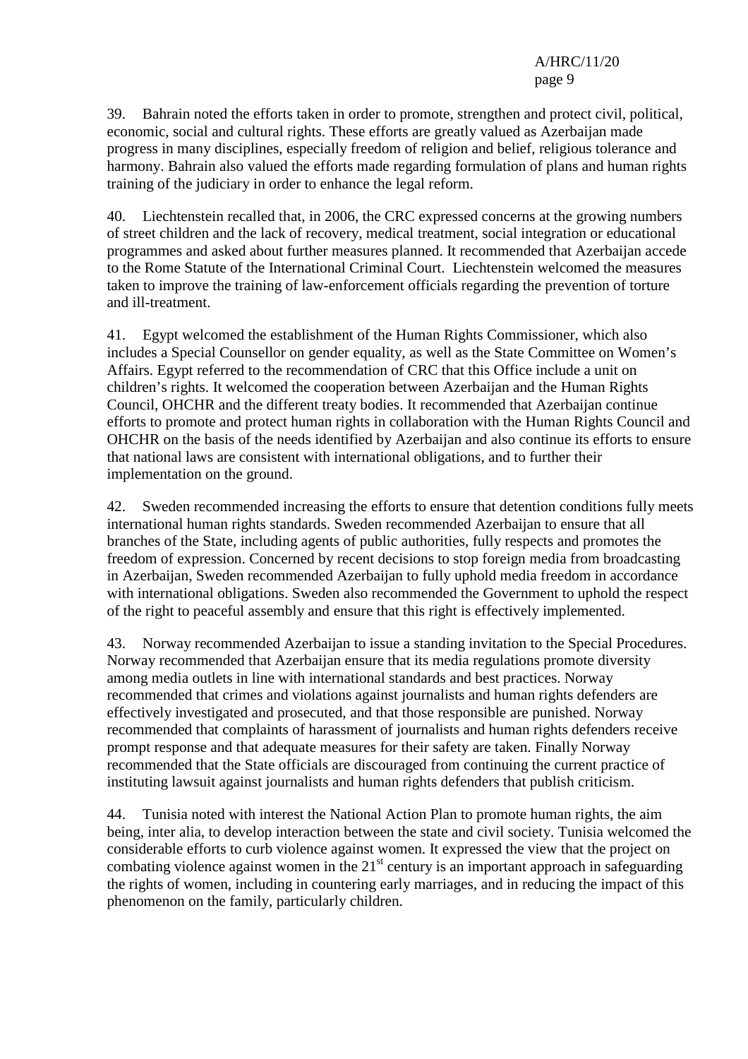39. Bahrain noted the efforts taken in order to promote, strengthen and protect civil, political, economic, social and cultural rights. These efforts are greatly valued as Azerbaijan made progress in many disciplines, especially freedom of religion and belief, religious tolerance and harmony. Bahrain also valued the efforts made regarding formulation of plans and human rights training of the judiciary in order to enhance the legal reform.

40. Liechtenstein recalled that, in 2006, the CRC expressed concerns at the growing numbers of street children and the lack of recovery, medical treatment, social integration or educational programmes and asked about further measures planned. It recommended that Azerbaijan accede to the Rome Statute of the International Criminal Court. Liechtenstein welcomed the measures taken to improve the training of law-enforcement officials regarding the prevention of torture and ill-treatment.

41. Egypt welcomed the establishment of the Human Rights Commissioner, which also includes a Special Counsellor on gender equality, as well as the State Committee on Women's Affairs. Egypt referred to the recommendation of CRC that this Office include a unit on children's rights. It welcomed the cooperation between Azerbaijan and the Human Rights Council, OHCHR and the different treaty bodies. It recommended that Azerbaijan continue efforts to promote and protect human rights in collaboration with the Human Rights Council and OHCHR on the basis of the needs identified by Azerbaijan and also continue its efforts to ensure that national laws are consistent with international obligations, and to further their implementation on the ground.

42. Sweden recommended increasing the efforts to ensure that detention conditions fully meets international human rights standards. Sweden recommended Azerbaijan to ensure that all branches of the State, including agents of public authorities, fully respects and promotes the freedom of expression. Concerned by recent decisions to stop foreign media from broadcasting in Azerbaijan, Sweden recommended Azerbaijan to fully uphold media freedom in accordance with international obligations. Sweden also recommended the Government to uphold the respect of the right to peaceful assembly and ensure that this right is effectively implemented.

43. Norway recommended Azerbaijan to issue a standing invitation to the Special Procedures. Norway recommended that Azerbaijan ensure that its media regulations promote diversity among media outlets in line with international standards and best practices. Norway recommended that crimes and violations against journalists and human rights defenders are effectively investigated and prosecuted, and that those responsible are punished. Norway recommended that complaints of harassment of journalists and human rights defenders receive prompt response and that adequate measures for their safety are taken. Finally Norway recommended that the State officials are discouraged from continuing the current practice of instituting lawsuit against journalists and human rights defenders that publish criticism.

44. Tunisia noted with interest the National Action Plan to promote human rights, the aim being, inter alia, to develop interaction between the state and civil society. Tunisia welcomed the considerable efforts to curb violence against women. It expressed the view that the project on combating violence against women in the 21st century is an important approach in safeguarding the rights of women, including in countering early marriages, and in reducing the impact of this phenomenon on the family, particularly children.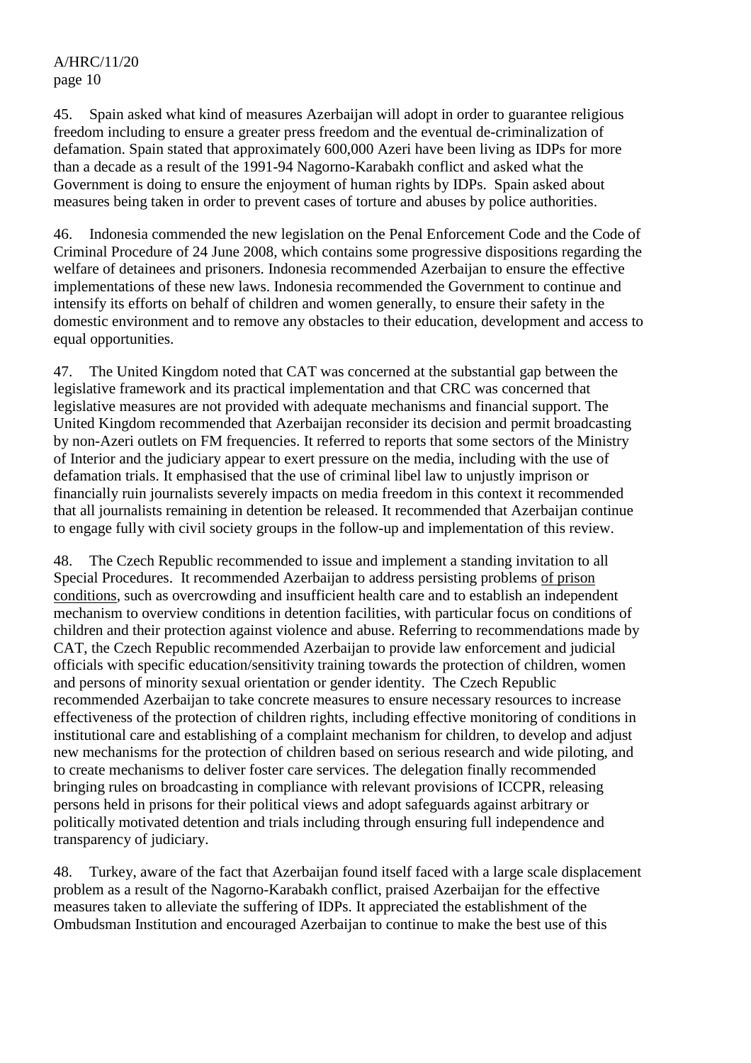45. Spain asked what kind of measures Azerbaijan will adopt in order to guarantee religious freedom including to ensure a greater press freedom and the eventual de-criminalization of defamation. Spain stated that approximately 600,000 Azeri have been living as IDPs for more than a decade as a result of the 1991-94 Nagorno-Karabakh conflict and asked what the Government is doing to ensure the enjoyment of human rights by IDPs. Spain asked about measures being taken in order to prevent cases of torture and abuses by police authorities.

46. Indonesia commended the new legislation on the Penal Enforcement Code and the Code of Criminal Procedure of 24 June 2008, which contains some progressive dispositions regarding the welfare of detainees and prisoners. Indonesia recommended Azerbaijan to ensure the effective implementations of these new laws. Indonesia recommended the Government to continue and intensify its efforts on behalf of children and women generally, to ensure their safety in the domestic environment and to remove any obstacles to their education, development and access to equal opportunities.

47. The United Kingdom noted that CAT was concerned at the substantial gap between the legislative framework and its practical implementation and that CRC was concerned that legislative measures are not provided with adequate mechanisms and financial support. The United Kingdom recommended that Azerbaijan reconsider its decision and permit broadcasting by non-Azeri outlets on FM frequencies. It referred to reports that some sectors of the Ministry of Interior and the judiciary appear to exert pressure on the media, including with the use of defamation trials. It emphasised that the use of criminal libel law to unjustly imprison or financially ruin journalists severely impacts on media freedom in this context it recommended that all journalists remaining in detention be released. It recommended that Azerbaijan continue to engage fully with civil society groups in the follow-up and implementation of this review.

48. The Czech Republic recommended to issue and implement a standing invitation to all Special Procedures. It recommended Azerbaijan to address persisting problems of prison conditions, such as overcrowding and insufficient health care and to establish an independent mechanism to overview conditions in detention facilities, with particular focus on conditions of children and their protection against violence and abuse. Referring to recommendations made by CAT, the Czech Republic recommended Azerbaijan to provide law enforcement and judicial officials with specific education/sensitivity training towards the protection of children, women and persons of minority sexual orientation or gender identity. The Czech Republic recommended Azerbaijan to take concrete measures to ensure necessary resources to increase effectiveness of the protection of children rights, including effective monitoring of conditions in institutional care and establishing of a complaint mechanism for children, to develop and adjust new mechanisms for the protection of children based on serious research and wide piloting, and to create mechanisms to deliver foster care services. The delegation finally recommended bringing rules on broadcasting in compliance with relevant provisions of ICCPR, releasing persons held in prisons for their political views and adopt safeguards against arbitrary or politically motivated detention and trials including through ensuring full independence and transparency of judiciary.

48. Turkey, aware of the fact that Azerbaijan found itself faced with a large scale displacement problem as a result of the Nagorno-Karabakh conflict, praised Azerbaijan for the effective measures taken to alleviate the suffering of IDPs. It appreciated the establishment of the Ombudsman Institution and encouraged Azerbaijan to continue to make the best use of this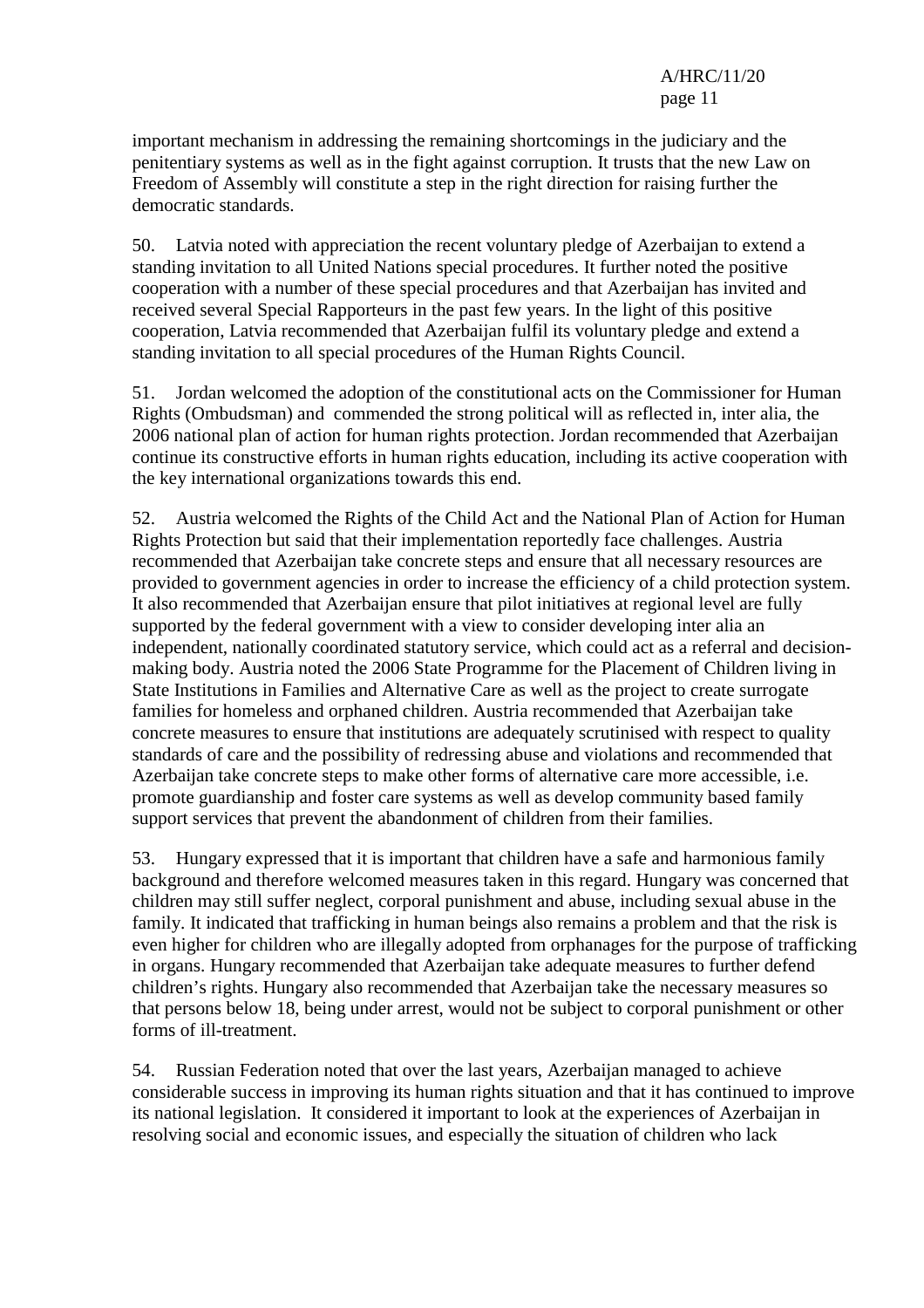important mechanism in addressing the remaining shortcomings in the judiciary and the penitentiary systems as well as in the fight against corruption. It trusts that the new Law on Freedom of Assembly will constitute a step in the right direction for raising further the democratic standards.

50. Latvia noted with appreciation the recent voluntary pledge of Azerbaijan to extend a standing invitation to all United Nations special procedures. It further noted the positive cooperation with a number of these special procedures and that Azerbaijan has invited and received several Special Rapporteurs in the past few years. In the light of this positive cooperation, Latvia recommended that Azerbaijan fulfil its voluntary pledge and extend a standing invitation to all special procedures of the Human Rights Council.

51. Jordan welcomed the adoption of the constitutional acts on the Commissioner for Human Rights (Ombudsman) and commended the strong political will as reflected in, inter alia, the 2006 national plan of action for human rights protection. Jordan recommended that Azerbaijan continue its constructive efforts in human rights education, including its active cooperation with the key international organizations towards this end.

52. Austria welcomed the Rights of the Child Act and the National Plan of Action for Human Rights Protection but said that their implementation reportedly face challenges. Austria recommended that Azerbaijan take concrete steps and ensure that all necessary resources are provided to government agencies in order to increase the efficiency of a child protection system. It also recommended that Azerbaijan ensure that pilot initiatives at regional level are fully supported by the federal government with a view to consider developing inter alia an independent, nationally coordinated statutory service, which could act as a referral and decision-making body. Austria noted the 2006 State Programme for the Placement of Children living in State Institutions in Families and Alternative Care as well as the project to create surrogate families for homeless and orphaned children. Austria recommended that Azerbaijan take concrete measures to ensure that institutions are adequately scrutinised with respect to quality standards of care and the possibility of redressing abuse and violations and recommended that Azerbaijan take concrete steps to make other forms of alternative care more accessible, i.e. promote guardianship and foster care systems as well as develop community based family support services that prevent the abandonment of children from their families.

53. Hungary expressed that it is important that children have a safe and harmonious family background and therefore welcomed measures taken in this regard. Hungary was concerned that children may still suffer neglect, corporal punishment and abuse, including sexual abuse in the family. It indicated that trafficking in human beings also remains a problem and that the risk is even higher for children who are illegally adopted from orphanages for the purpose of trafficking in organs. Hungary recommended that Azerbaijan take adequate measures to further defend children's rights. Hungary also recommended that Azerbaijan take the necessary measures so that persons below 18, being under arrest, would not be subject to corporal punishment or other forms of ill-treatment.

54. Russian Federation noted that over the last years, Azerbaijan managed to achieve considerable success in improving its human rights situation and that it has continued to improve its national legislation. It considered it important to look at the experiences of Azerbaijan in resolving social and economic issues, and especially the situation of children who lack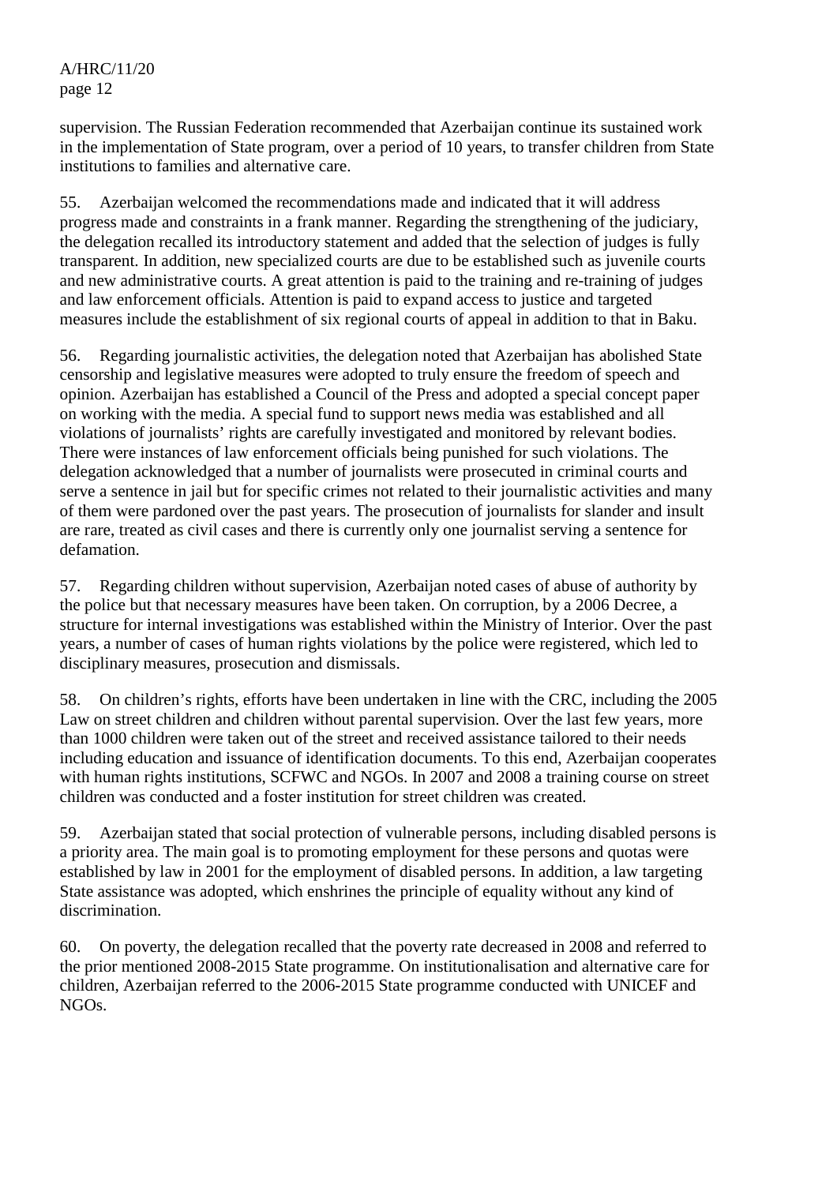supervision. The Russian Federation recommended that Azerbaijan continue its sustained work in the implementation of State program, over a period of 10 years, to transfer children from State institutions to families and alternative care.

55. Azerbaijan welcomed the recommendations made and indicated that it will address progress made and constraints in a frank manner. Regarding the strengthening of the judiciary, the delegation recalled its introductory statement and added that the selection of judges is fully transparent. In addition, new specialized courts are due to be established such as juvenile courts and new administrative courts. A great attention is paid to the training and re-training of judges and law enforcement officials. Attention is paid to expand access to justice and targeted measures include the establishment of six regional courts of appeal in addition to that in Baku.

56. Regarding journalistic activities, the delegation noted that Azerbaijan has abolished State censorship and legislative measures were adopted to truly ensure the freedom of speech and opinion. Azerbaijan has established a Council of the Press and adopted a special concept paper on working with the media. A special fund to support news media was established and all violations of journalists' rights are carefully investigated and monitored by relevant bodies. There were instances of law enforcement officials being punished for such violations. The delegation acknowledged that a number of journalists were prosecuted in criminal courts and serve a sentence in jail but for specific crimes not related to their journalistic activities and many of them were pardoned over the past years. The prosecution of journalists for slander and insult are rare, treated as civil cases and there is currently only one journalist serving a sentence for defamation.

57. Regarding children without supervision, Azerbaijan noted cases of abuse of authority by the police but that necessary measures have been taken. On corruption, by a 2006 Decree, a structure for internal investigations was established within the Ministry of Interior. Over the past years, a number of cases of human rights violations by the police were registered, which led to disciplinary measures, prosecution and dismissals.

58. On children's rights, efforts have been undertaken in line with the CRC, including the 2005 Law on street children and children without parental supervision. Over the last few years, more than 1000 children were taken out of the street and received assistance tailored to their needs including education and issuance of identification documents. To this end, Azerbaijan cooperates with human rights institutions, SCFWC and NGOs. In 2007 and 2008 a training course on street children was conducted and a foster institution for street children was created.

59. Azerbaijan stated that social protection of vulnerable persons, including disabled persons is a priority area. The main goal is to promoting employment for these persons and quotas were established by law in 2001 for the employment of disabled persons. In addition, a law targeting State assistance was adopted, which enshrines the principle of equality without any kind of discrimination.

60. On poverty, the delegation recalled that the poverty rate decreased in 2008 and referred to the prior mentioned 2008-2015 State programme. On institutionalisation and alternative care for children, Azerbaijan referred to the 2006-2015 State programme conducted with UNICEF and NGOs.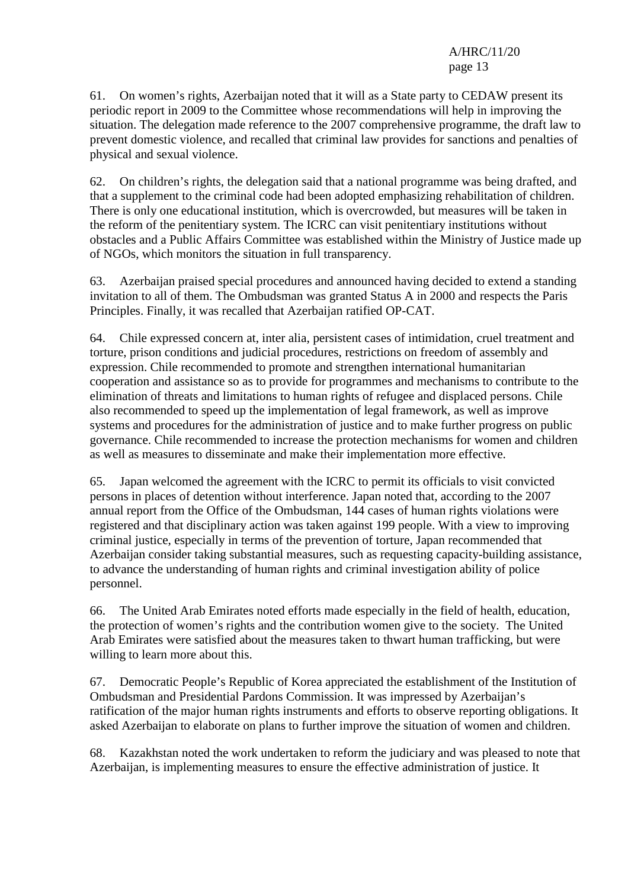61. On women's rights, Azerbaijan noted that it will as a State party to CEDAW present its periodic report in 2009 to the Committee whose recommendations will help in improving the situation. The delegation made reference to the 2007 comprehensive programme, the draft law to prevent domestic violence, and recalled that criminal law provides for sanctions and penalties of physical and sexual violence.

62. On children's rights, the delegation said that a national programme was being drafted, and that a supplement to the criminal code had been adopted emphasizing rehabilitation of children. There is only one educational institution, which is overcrowded, but measures will be taken in the reform of the penitentiary system. The ICRC can visit penitentiary institutions without obstacles and a Public Affairs Committee was established within the Ministry of Justice made up of NGOs, which monitors the situation in full transparency.

63. Azerbaijan praised special procedures and announced having decided to extend a standing invitation to all of them. The Ombudsman was granted Status A in 2000 and respects the Paris Principles. Finally, it was recalled that Azerbaijan ratified OP-CAT.

64. Chile expressed concern at, inter alia, persistent cases of intimidation, cruel treatment and torture, prison conditions and judicial procedures, restrictions on freedom of assembly and expression. Chile recommended to promote and strengthen international humanitarian cooperation and assistance so as to provide for programmes and mechanisms to contribute to the elimination of threats and limitations to human rights of refugee and displaced persons. Chile also recommended to speed up the implementation of legal framework, as well as improve systems and procedures for the administration of justice and to make further progress on public governance. Chile recommended to increase the protection mechanisms for women and children as well as measures to disseminate and make their implementation more effective.

65. Japan welcomed the agreement with the ICRC to permit its officials to visit convicted persons in places of detention without interference. Japan noted that, according to the 2007 annual report from the Office of the Ombudsman, 144 cases of human rights violations were registered and that disciplinary action was taken against 199 people. With a view to improving criminal justice, especially in terms of the prevention of torture, Japan recommended that Azerbaijan consider taking substantial measures, such as requesting capacity-building assistance, to advance the understanding of human rights and criminal investigation ability of police personnel.

66. The United Arab Emirates noted efforts made especially in the field of health, education, the protection of women's rights and the contribution women give to the society. The United Arab Emirates were satisfied about the measures taken to thwart human trafficking, but were willing to learn more about this.

67. Democratic People's Republic of Korea appreciated the establishment of the Institution of Ombudsman and Presidential Pardons Commission. It was impressed by Azerbaijan's ratification of the major human rights instruments and efforts to observe reporting obligations. It asked Azerbaijan to elaborate on plans to further improve the situation of women and children.

68. Kazakhstan noted the work undertaken to reform the judiciary and was pleased to note that Azerbaijan, is implementing measures to ensure the effective administration of justice. It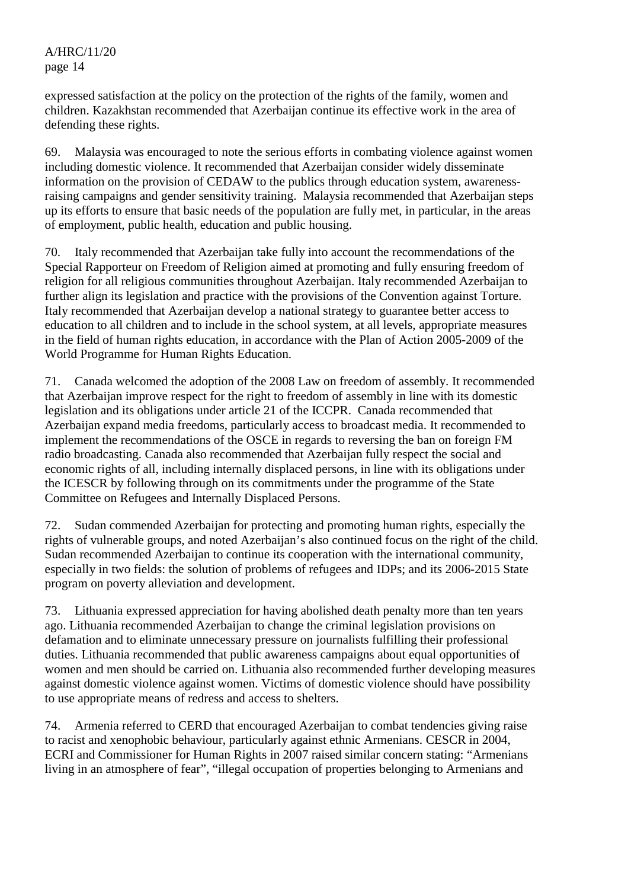expressed satisfaction at the policy on the protection of the rights of the family, women and children. Kazakhstan recommended that Azerbaijan continue its effective work in the area of defending these rights.

69. Malaysia was encouraged to note the serious efforts in combating violence against women including domestic violence. It recommended that Azerbaijan consider widely disseminate information on the provision of CEDAW to the publics through education system, awareness-raising campaigns and gender sensitivity training. Malaysia recommended that Azerbaijan steps up its efforts to ensure that basic needs of the population are fully met, in particular, in the areas of employment, public health, education and public housing.

70. Italy recommended that Azerbaijan take fully into account the recommendations of the Special Rapporteur on Freedom of Religion aimed at promoting and fully ensuring freedom of religion for all religious communities throughout Azerbaijan. Italy recommended Azerbaijan to further align its legislation and practice with the provisions of the Convention against Torture. Italy recommended that Azerbaijan develop a national strategy to guarantee better access to education to all children and to include in the school system, at all levels, appropriate measures in the field of human rights education, in accordance with the Plan of Action 2005-2009 of the World Programme for Human Rights Education.

71. Canada welcomed the adoption of the 2008 Law on freedom of assembly. It recommended that Azerbaijan improve respect for the right to freedom of assembly in line with its domestic legislation and its obligations under article 21 of the ICCPR. Canada recommended that Azerbaijan expand media freedoms, particularly access to broadcast media. It recommended to implement the recommendations of the OSCE in regards to reversing the ban on foreign FM radio broadcasting. Canada also recommended that Azerbaijan fully respect the social and economic rights of all, including internally displaced persons, in line with its obligations under the ICESCR by following through on its commitments under the programme of the State Committee on Refugees and Internally Displaced Persons.

72. Sudan commended Azerbaijan for protecting and promoting human rights, especially the rights of vulnerable groups, and noted Azerbaijan's also continued focus on the right of the child. Sudan recommended Azerbaijan to continue its cooperation with the international community, especially in two fields: the solution of problems of refugees and IDPs; and its 2006-2015 State program on poverty alleviation and development.

73. Lithuania expressed appreciation for having abolished death penalty more than ten years ago. Lithuania recommended Azerbaijan to change the criminal legislation provisions on defamation and to eliminate unnecessary pressure on journalists fulfilling their professional duties. Lithuania recommended that public awareness campaigns about equal opportunities of women and men should be carried on. Lithuania also recommended further developing measures against domestic violence against women. Victims of domestic violence should have possibility to use appropriate means of redress and access to shelters.

74. Armenia referred to CERD that encouraged Azerbaijan to combat tendencies giving raise to racist and xenophobic behaviour, particularly against ethnic Armenians. CESCR in 2004, ECRI and Commissioner for Human Rights in 2007 raised similar concern stating: "Armenians living in an atmosphere of fear", "illegal occupation of properties belonging to Armenians and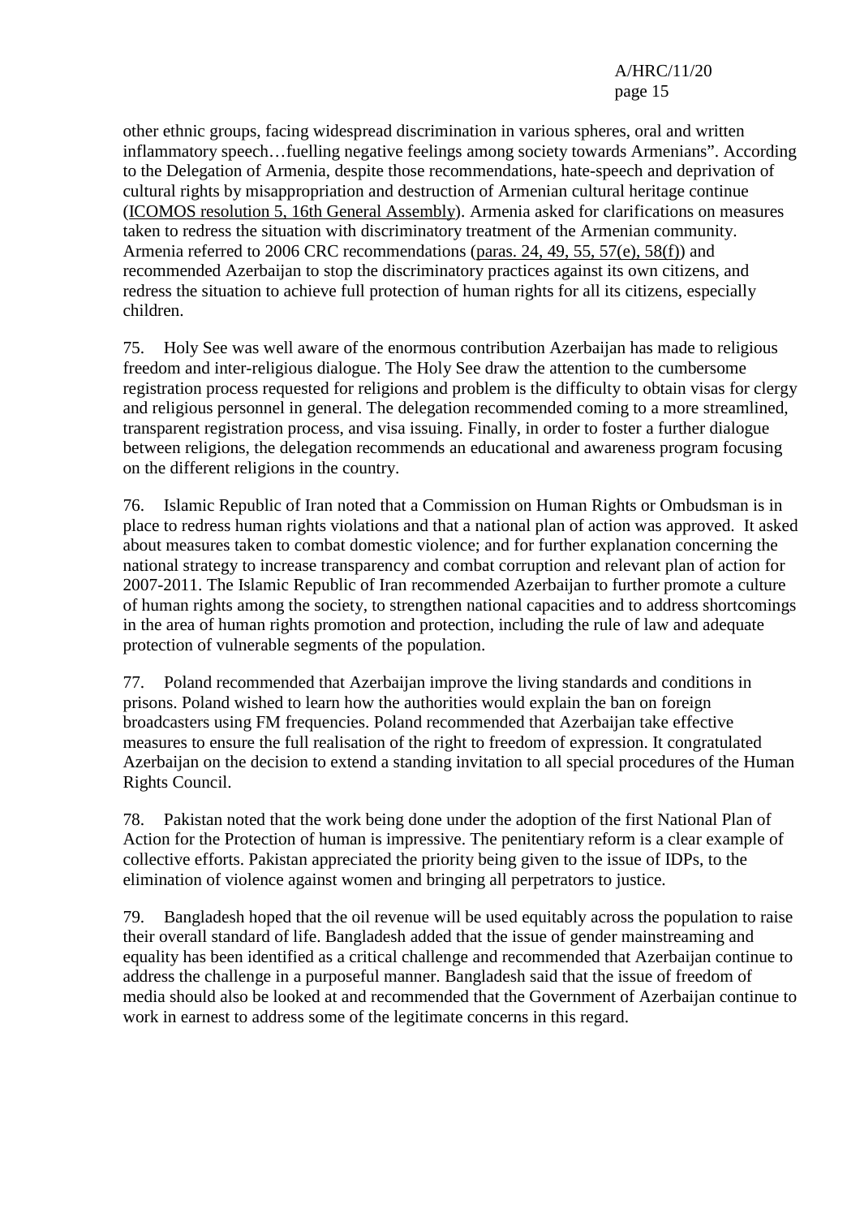other ethnic groups, facing widespread discrimination in various spheres, oral and written inflammatory speech…fuelling negative feelings among society towards Armenians". According to the Delegation of Armenia, despite those recommendations, hate-speech and deprivation of cultural rights by misappropriation and destruction of Armenian cultural heritage continue (ICOMOS resolution 5, 16th General Assembly). Armenia asked for clarifications on measures taken to redress the situation with discriminatory treatment of the Armenian community. Armenia referred to 2006 CRC recommendations (paras. 24, 49, 55, 57(e), 58(f)) and recommended Azerbaijan to stop the discriminatory practices against its own citizens, and redress the situation to achieve full protection of human rights for all its citizens, especially children.

75. Holy See was well aware of the enormous contribution Azerbaijan has made to religious freedom and inter-religious dialogue. The Holy See draw the attention to the cumbersome registration process requested for religions and problem is the difficulty to obtain visas for clergy and religious personnel in general. The delegation recommended coming to a more streamlined, transparent registration process, and visa issuing. Finally, in order to foster a further dialogue between religions, the delegation recommends an educational and awareness program focusing on the different religions in the country.

76. Islamic Republic of Iran noted that a Commission on Human Rights or Ombudsman is in place to redress human rights violations and that a national plan of action was approved. It asked about measures taken to combat domestic violence; and for further explanation concerning the national strategy to increase transparency and combat corruption and relevant plan of action for 2007-2011. The Islamic Republic of Iran recommended Azerbaijan to further promote a culture of human rights among the society, to strengthen national capacities and to address shortcomings in the area of human rights promotion and protection, including the rule of law and adequate protection of vulnerable segments of the population.

77. Poland recommended that Azerbaijan improve the living standards and conditions in prisons. Poland wished to learn how the authorities would explain the ban on foreign broadcasters using FM frequencies. Poland recommended that Azerbaijan take effective measures to ensure the full realisation of the right to freedom of expression. It congratulated Azerbaijan on the decision to extend a standing invitation to all special procedures of the Human Rights Council.

78. Pakistan noted that the work being done under the adoption of the first National Plan of Action for the Protection of human is impressive. The penitentiary reform is a clear example of collective efforts. Pakistan appreciated the priority being given to the issue of IDPs, to the elimination of violence against women and bringing all perpetrators to justice.

79. Bangladesh hoped that the oil revenue will be used equitably across the population to raise their overall standard of life. Bangladesh added that the issue of gender mainstreaming and equality has been identified as a critical challenge and recommended that Azerbaijan continue to address the challenge in a purposeful manner. Bangladesh said that the issue of freedom of media should also be looked at and recommended that the Government of Azerbaijan continue to work in earnest to address some of the legitimate concerns in this regard.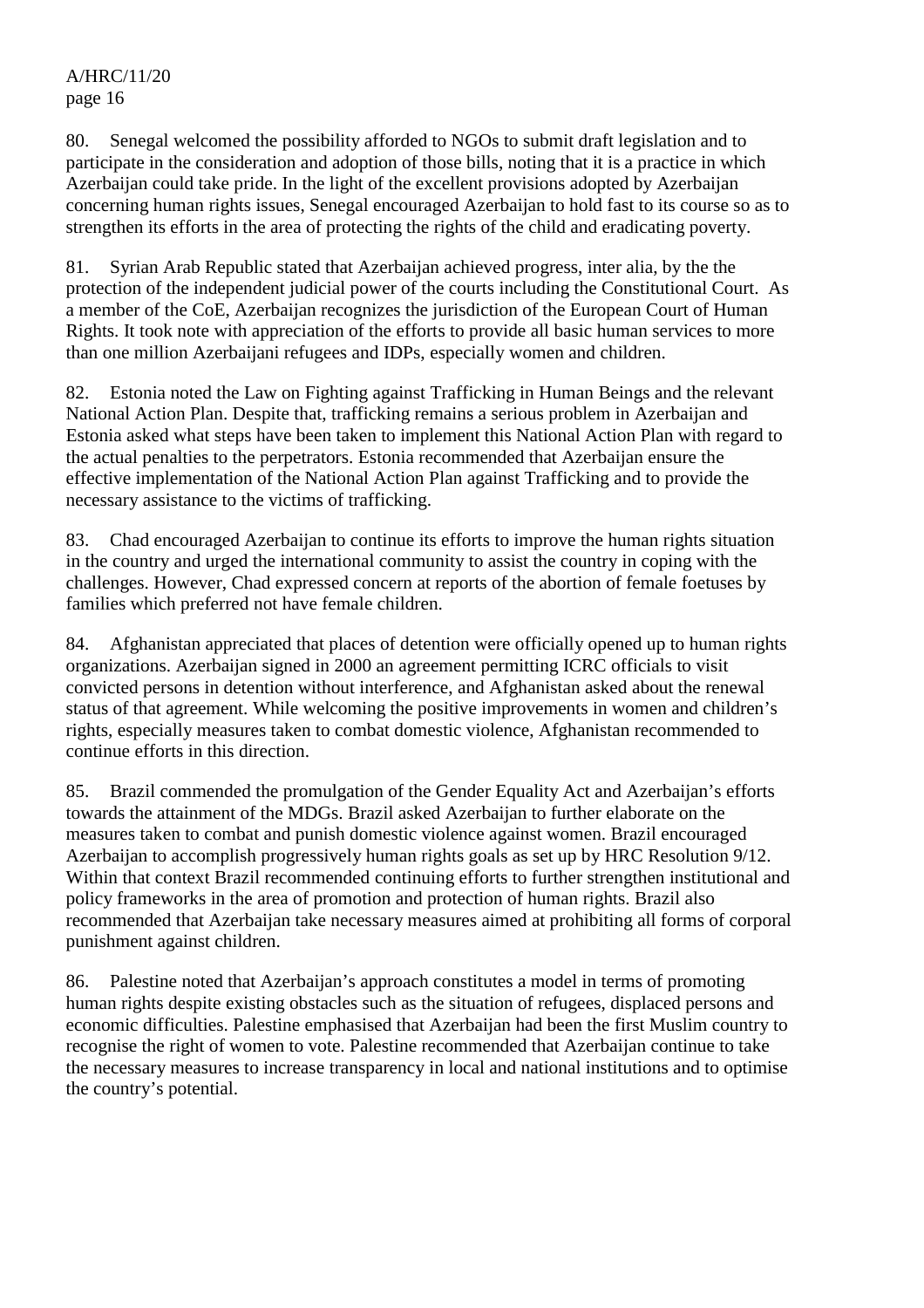80. Senegal welcomed the possibility afforded to NGOs to submit draft legislation and to participate in the consideration and adoption of those bills, noting that it is a practice in which Azerbaijan could take pride. In the light of the excellent provisions adopted by Azerbaijan concerning human rights issues, Senegal encouraged Azerbaijan to hold fast to its course so as to strengthen its efforts in the area of protecting the rights of the child and eradicating poverty.

81. Syrian Arab Republic stated that Azerbaijan achieved progress, inter alia, by the the protection of the independent judicial power of the courts including the Constitutional Court. As a member of the CoE, Azerbaijan recognizes the jurisdiction of the European Court of Human Rights. It took note with appreciation of the efforts to provide all basic human services to more than one million Azerbaijani refugees and IDPs, especially women and children.

82. Estonia noted the Law on Fighting against Trafficking in Human Beings and the relevant National Action Plan. Despite that, trafficking remains a serious problem in Azerbaijan and Estonia asked what steps have been taken to implement this National Action Plan with regard to the actual penalties to the perpetrators. Estonia recommended that Azerbaijan ensure the effective implementation of the National Action Plan against Trafficking and to provide the necessary assistance to the victims of trafficking.

83. Chad encouraged Azerbaijan to continue its efforts to improve the human rights situation in the country and urged the international community to assist the country in coping with the challenges. However, Chad expressed concern at reports of the abortion of female foetuses by families which preferred not have female children.

84. Afghanistan appreciated that places of detention were officially opened up to human rights organizations. Azerbaijan signed in 2000 an agreement permitting ICRC officials to visit convicted persons in detention without interference, and Afghanistan asked about the renewal status of that agreement. While welcoming the positive improvements in women and children's rights, especially measures taken to combat domestic violence, Afghanistan recommended to continue efforts in this direction.

85. Brazil commended the promulgation of the Gender Equality Act and Azerbaijan's efforts towards the attainment of the MDGs. Brazil asked Azerbaijan to further elaborate on the measures taken to combat and punish domestic violence against women. Brazil encouraged Azerbaijan to accomplish progressively human rights goals as set up by HRC Resolution 9/12. Within that context Brazil recommended continuing efforts to further strengthen institutional and policy frameworks in the area of promotion and protection of human rights. Brazil also recommended that Azerbaijan take necessary measures aimed at prohibiting all forms of corporal punishment against children.

86. Palestine noted that Azerbaijan's approach constitutes a model in terms of promoting human rights despite existing obstacles such as the situation of refugees, displaced persons and economic difficulties. Palestine emphasised that Azerbaijan had been the first Muslim country to recognise the right of women to vote. Palestine recommended that Azerbaijan continue to take the necessary measures to increase transparency in local and national institutions and to optimise the country's potential.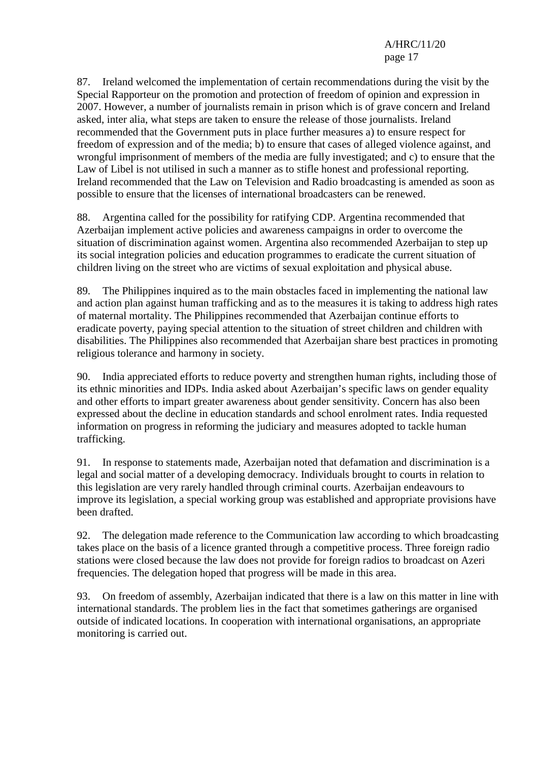87. Ireland welcomed the implementation of certain recommendations during the visit by the Special Rapporteur on the promotion and protection of freedom of opinion and expression in 2007. However, a number of journalists remain in prison which is of grave concern and Ireland asked, inter alia, what steps are taken to ensure the release of those journalists. Ireland recommended that the Government puts in place further measures a) to ensure respect for freedom of expression and of the media; b) to ensure that cases of alleged violence against, and wrongful imprisonment of members of the media are fully investigated; and c) to ensure that the Law of Libel is not utilised in such a manner as to stifle honest and professional reporting. Ireland recommended that the Law on Television and Radio broadcasting is amended as soon as possible to ensure that the licenses of international broadcasters can be renewed.

88. Argentina called for the possibility for ratifying CDP. Argentina recommended that Azerbaijan implement active policies and awareness campaigns in order to overcome the situation of discrimination against women. Argentina also recommended Azerbaijan to step up its social integration policies and education programmes to eradicate the current situation of children living on the street who are victims of sexual exploitation and physical abuse.

89. The Philippines inquired as to the main obstacles faced in implementing the national law and action plan against human trafficking and as to the measures it is taking to address high rates of maternal mortality. The Philippines recommended that Azerbaijan continue efforts to eradicate poverty, paying special attention to the situation of street children and children with disabilities. The Philippines also recommended that Azerbaijan share best practices in promoting religious tolerance and harmony in society.

90. India appreciated efforts to reduce poverty and strengthen human rights, including those of its ethnic minorities and IDPs. India asked about Azerbaijan's specific laws on gender equality and other efforts to impart greater awareness about gender sensitivity. Concern has also been expressed about the decline in education standards and school enrolment rates. India requested information on progress in reforming the judiciary and measures adopted to tackle human trafficking.

91. In response to statements made, Azerbaijan noted that defamation and discrimination is a legal and social matter of a developing democracy. Individuals brought to courts in relation to this legislation are very rarely handled through criminal courts. Azerbaijan endeavours to improve its legislation, a special working group was established and appropriate provisions have been drafted.

92. The delegation made reference to the Communication law according to which broadcasting takes place on the basis of a licence granted through a competitive process. Three foreign radio stations were closed because the law does not provide for foreign radios to broadcast on Azeri frequencies. The delegation hoped that progress will be made in this area.

93. On freedom of assembly, Azerbaijan indicated that there is a law on this matter in line with international standards. The problem lies in the fact that sometimes gatherings are organised outside of indicated locations. In cooperation with international organisations, an appropriate monitoring is carried out.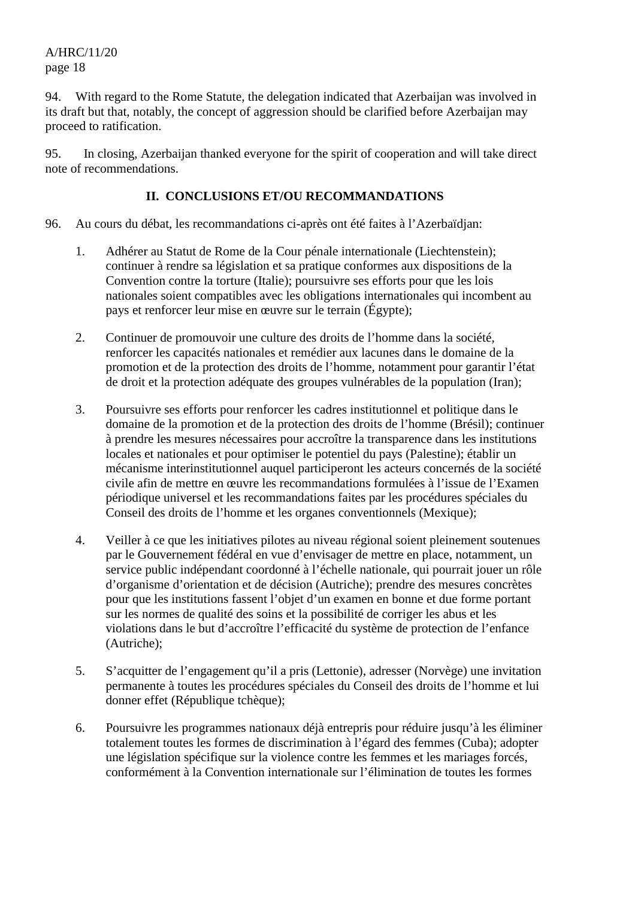94. With regard to the Rome Statute, the delegation indicated that Azerbaijan was involved in its draft but that, notably, the concept of aggression should be clarified before Azerbaijan may proceed to ratification.

95. In closing, Azerbaijan thanked everyone for the spirit of cooperation and will take direct note of recommendations.

## II. CONCLUSIONS ET/OU RECOMMANDATIONS

96. Au cours du débat, les recommandations ci-après ont été faites à l'Azerbaïdjan:

1. Adhérer au Statut de Rome de la Cour pénale internationale (Liechtenstein); continuer à rendre sa législation et sa pratique conformes aux dispositions de la Convention contre la torture (Italie); poursuivre ses efforts pour que les lois nationales soient compatibles avec les obligations internationales qui incombent au pays et renforcer leur mise en œuvre sur le terrain (Égypte);

2. Continuer de promouvoir une culture des droits de l'homme dans la société, renforcer les capacités nationales et remédier aux lacunes dans le domaine de la promotion et de la protection des droits de l'homme, notamment pour garantir l'état de droit et la protection adéquate des groupes vulnérables de la population (Iran);

3. Poursuivre ses efforts pour renforcer les cadres institutionnel et politique dans le domaine de la promotion et de la protection des droits de l'homme (Brésil); continuer à prendre les mesures nécessaires pour accroître la transparence dans les institutions locales et nationales et pour optimiser le potentiel du pays (Palestine); établir un mécanisme interinstitutionnel auquel participeront les acteurs concernés de la société civile afin de mettre en œuvre les recommandations formulées à l'issue de l'Examen périodique universel et les recommandations faites par les procédures spéciales du Conseil des droits de l'homme et les organes conventionnels (Mexique);

4. Veiller à ce que les initiatives pilotes au niveau régional soient pleinement soutenues par le Gouvernement fédéral en vue d'envisager de mettre en place, notamment, un service public indépendant coordonné à l'échelle nationale, qui pourrait jouer un rôle d'organisme d'orientation et de décision (Autriche); prendre des mesures concrètes pour que les institutions fassent l'objet d'un examen en bonne et due forme portant sur les normes de qualité des soins et la possibilité de corriger les abus et les violations dans le but d'accroître l'efficacité du système de protection de l'enfance (Autriche);

5. S'acquitter de l'engagement qu'il a pris (Lettonie), adresser (Norvège) une invitation permanente à toutes les procédures spéciales du Conseil des droits de l'homme et lui donner effet (République tchèque);

6. Poursuivre les programmes nationaux déjà entrepris pour réduire jusqu'à les éliminer totalement toutes les formes de discrimination à l'égard des femmes (Cuba); adopter une législation spécifique sur la violence contre les femmes et les mariages forcés, conformément à la Convention internationale sur l'élimination de toutes les formes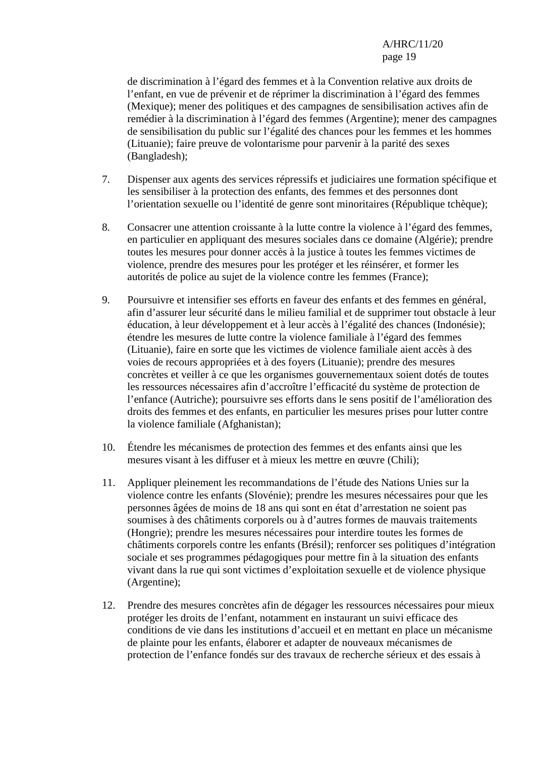de discrimination à l’égard des femmes et à la Convention relative aux droits de l’enfant, en vue de prévenir et de réprimer la discrimination à l’égard des femmes (Mexique); mener des politiques et des campagnes de sensibilisation actives afin de remédier à la discrimination à l’égard des femmes (Argentine); mener des campagnes de sensibilisation du public sur l’égalité des chances pour les femmes et les hommes (Lituanie); faire preuve de volontarisme pour parvenir à la parité des sexes (Bangladesh);

7. Dispenser aux agents des services répressifs et judiciaires une formation spécifique et les sensibiliser à la protection des enfants, des femmes et des personnes dont l’orientation sexuelle ou l’identité de genre sont minoritaires (République tchèque);

8. Consacrer une attention croissante à la lutte contre la violence à l’égard des femmes, en particulier en appliquant des mesures sociales dans ce domaine (Algérie); prendre toutes les mesures pour donner accès à la justice à toutes les femmes victimes de violence, prendre des mesures pour les protéger et les réinsérer, et former les autorités de police au sujet de la violence contre les femmes (France);

9. Poursuivre et intensifier ses efforts en faveur des enfants et des femmes en général, afin d’assurer leur sécurité dans le milieu familial et de supprimer tout obstacle à leur éducation, à leur développement et à leur accès à l’égalité des chances (Indonésie); étendre les mesures de lutte contre la violence familiale à l’égard des femmes (Lituanie), faire en sorte que les victimes de violence familiale aient accès à des voies de recours appropriées et à des foyers (Lituanie); prendre des mesures concrètes et veiller à ce que les organismes gouvernementaux soient dotés de toutes les ressources nécessaires afin d’accroître l’efficacité du système de protection de l’enfance (Autriche); poursuivre ses efforts dans le sens positif de l’amélioration des droits des femmes et des enfants, en particulier les mesures prises pour lutter contre la violence familiale (Afghanistan);

10. Étendre les mécanismes de protection des femmes et des enfants ainsi que les mesures visant à les diffuser et à mieux les mettre en œuvre (Chili);

11. Appliquer pleinement les recommandations de l’étude des Nations Unies sur la violence contre les enfants (Slovénie); prendre les mesures nécessaires pour que les personnes âgées de moins de 18 ans qui sont en état d’arrestation ne soient pas soumises à des châtiments corporels ou à d’autres formes de mauvais traitements (Hongrie); prendre les mesures nécessaires pour interdire toutes les formes de châtiments corporels contre les enfants (Brésil); renforcer ses politiques d’intégration sociale et ses programmes pédagogiques pour mettre fin à la situation des enfants vivant dans la rue qui sont victimes d’exploitation sexuelle et de violence physique (Argentine);

12. Prendre des mesures concrètes afin de dégager les ressources nécessaires pour mieux protéger les droits de l’enfant, notamment en instaurant un suivi efficace des conditions de vie dans les institutions d’accueil et en mettant en place un mécanisme de plainte pour les enfants, élaborer et adapter de nouveaux mécanismes de protection de l’enfance fondés sur des travaux de recherche sérieux et des essais à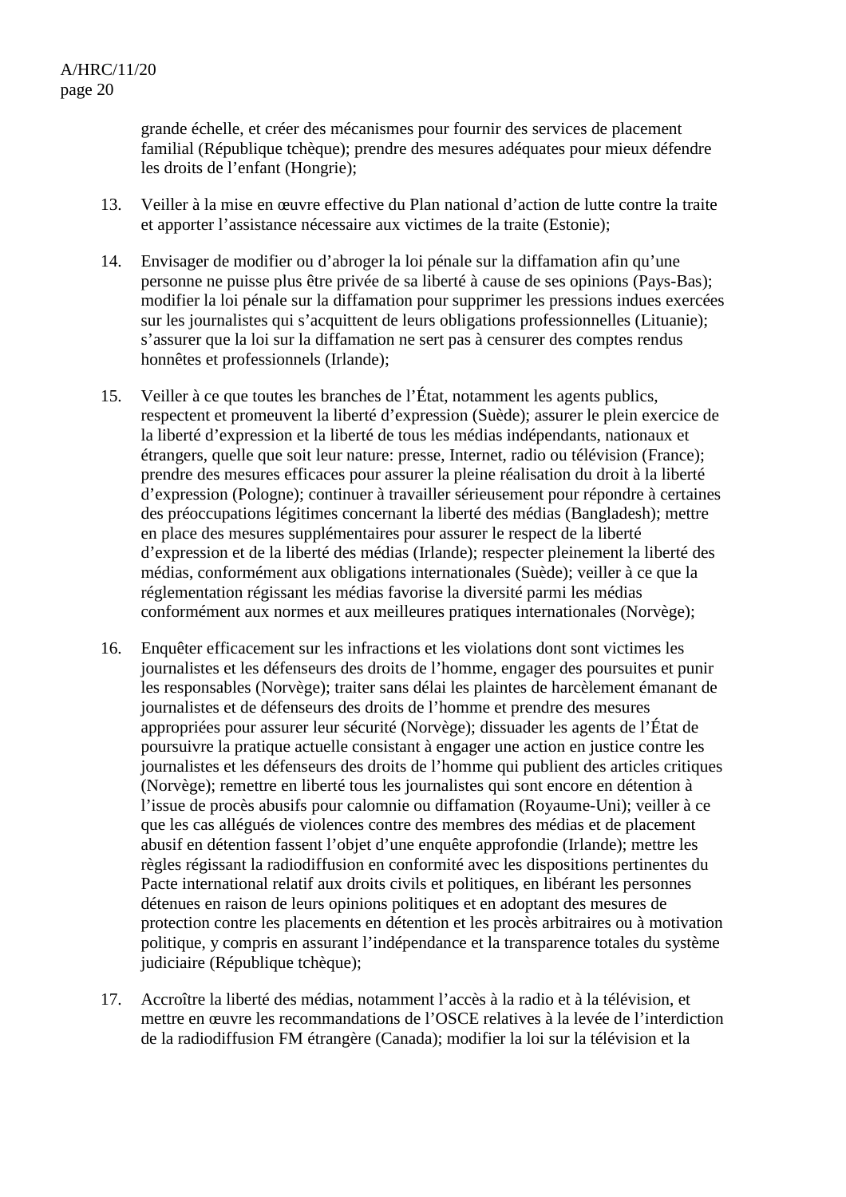grande échelle, et créer des mécanismes pour fournir des services de placement familial (République tchèque); prendre des mesures adéquates pour mieux défendre les droits de l'enfant (Hongrie);

13. Veiller à la mise en œuvre effective du Plan national d'action de lutte contre la traite et apporter l'assistance nécessaire aux victimes de la traite (Estonie);

14. Envisager de modifier ou d'abroger la loi pénale sur la diffamation afin qu'une personne ne puisse plus être privée de sa liberté à cause de ses opinions (Pays-Bas); modifier la loi pénale sur la diffamation pour supprimer les pressions indues exercées sur les journalistes qui s'acquittent de leurs obligations professionnelles (Lituanie); s'assurer que la loi sur la diffamation ne sert pas à censurer des comptes rendus honnêtes et professionnels (Irlande);

15. Veiller à ce que toutes les branches de l'État, notamment les agents publics, respectent et promeuvent la liberté d'expression (Suède); assurer le plein exercice de la liberté d'expression et la liberté de tous les médias indépendants, nationaux et étrangers, quelle que soit leur nature: presse, Internet, radio ou télévision (France); prendre des mesures efficaces pour assurer la pleine réalisation du droit à la liberté d'expression (Pologne); continuer à travailler sérieusement pour répondre à certaines des préoccupations légitimes concernant la liberté des médias (Bangladesh); mettre en place des mesures supplémentaires pour assurer le respect de la liberté d'expression et de la liberté des médias (Irlande); respecter pleinement la liberté des médias, conformément aux obligations internationales (Suède); veiller à ce que la réglementation régissant les médias favorise la diversité parmi les médias conformément aux normes et aux meilleures pratiques internationales (Norvège);

16. Enquêter efficacement sur les infractions et les violations dont sont victimes les journalistes et les défenseurs des droits de l'homme, engager des poursuites et punir les responsables (Norvège); traiter sans délai les plaintes de harcèlement émanant de journalistes et de défenseurs des droits de l'homme et prendre des mesures appropriées pour assurer leur sécurité (Norvège); dissuader les agents de l'État de poursuivre la pratique actuelle consistant à engager une action en justice contre les journalistes et les défenseurs des droits de l'homme qui publient des articles critiques (Norvège); remettre en liberté tous les journalistes qui sont encore en détention à l'issue de procès abusifs pour calomnie ou diffamation (Royaume-Uni); veiller à ce que les cas allégués de violences contre des membres des médias et de placement abusif en détention fassent l'objet d'une enquête approfondie (Irlande); mettre les règles régissant la radiodiffusion en conformité avec les dispositions pertinentes du Pacte international relatif aux droits civils et politiques, en libérant les personnes détenues en raison de leurs opinions politiques et en adoptant des mesures de protection contre les placements en détention et les procès arbitraires ou à motivation politique, y compris en assurant l'indépendance et la transparence totales du système judiciaire (République tchèque);

17. Accroître la liberté des médias, notamment l'accès à la radio et à la télévision, et mettre en œuvre les recommandations de l'OSCE relatives à la levée de l'interdiction de la radiodiffusion FM étrangère (Canada); modifier la loi sur la télévision et la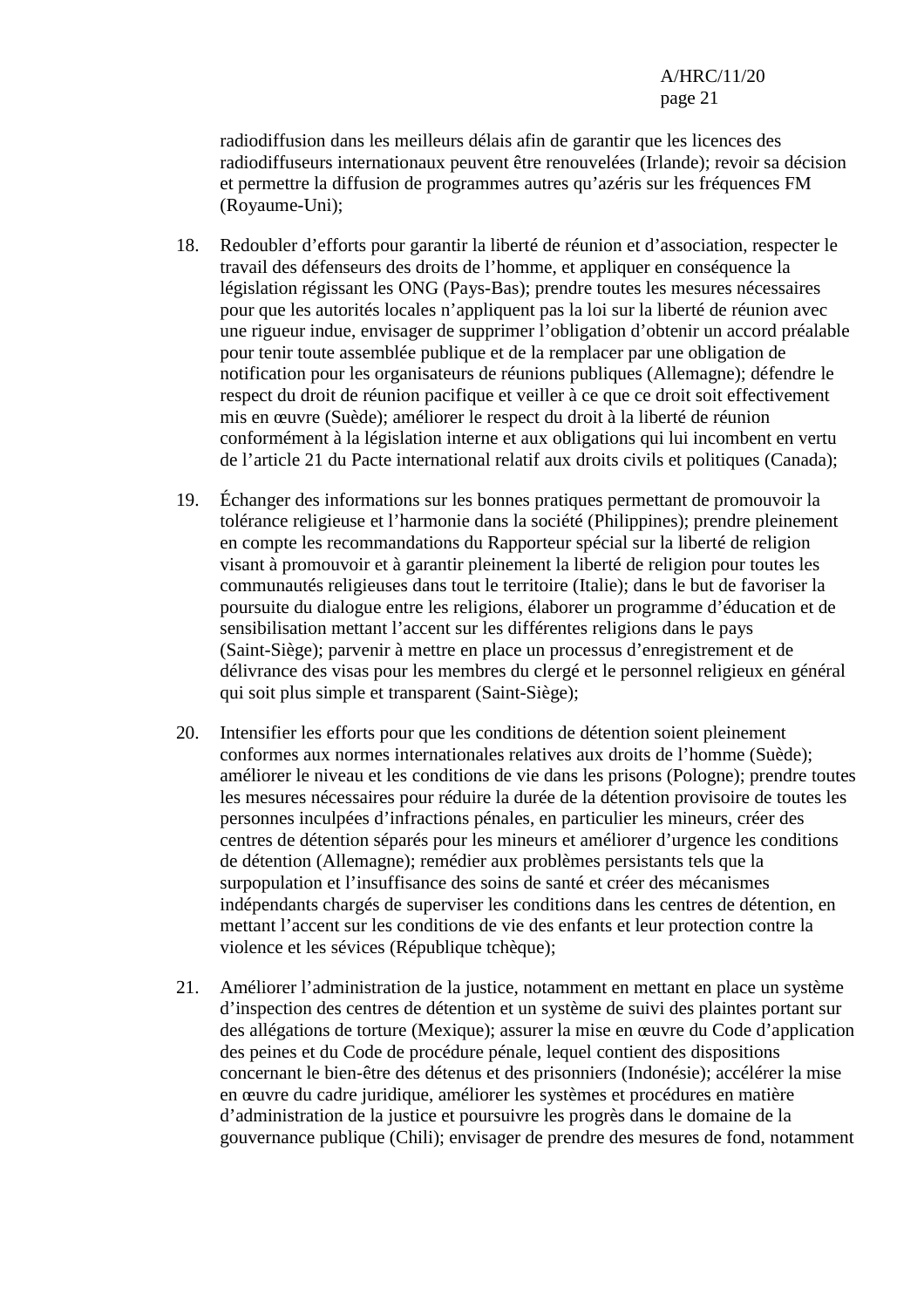radiodiffusion dans les meilleurs délais afin de garantir que les licences des radiodiffuseurs internationaux peuvent être renouvelées (Irlande); revoir sa décision et permettre la diffusion de programmes autres qu'azéris sur les fréquences FM (Royaume-Uni);

18. Redoubler d'efforts pour garantir la liberté de réunion et d'association, respecter le travail des défenseurs des droits de l'homme, et appliquer en conséquence la législation régissant les ONG (Pays-Bas); prendre toutes les mesures nécessaires pour que les autorités locales n'appliquent pas la loi sur la liberté de réunion avec une rigueur indue, envisager de supprimer l'obligation d'obtenir un accord préalable pour tenir toute assemblée publique et de la remplacer par une obligation de notification pour les organisateurs de réunions publiques (Allemagne); défendre le respect du droit de réunion pacifique et veiller à ce que ce droit soit effectivement mis en œuvre (Suède); améliorer le respect du droit à la liberté de réunion conformément à la législation interne et aux obligations qui lui incombent en vertu de l'article 21 du Pacte international relatif aux droits civils et politiques (Canada);

19. Échanger des informations sur les bonnes pratiques permettant de promouvoir la tolérance religieuse et l'harmonie dans la société (Philippines); prendre pleinement en compte les recommandations du Rapporteur spécial sur la liberté de religion visant à promouvoir et à garantir pleinement la liberté de religion pour toutes les communautés religieuses dans tout le territoire (Italie); dans le but de favoriser la poursuite du dialogue entre les religions, élaborer un programme d'éducation et de sensibilisation mettant l'accent sur les différentes religions dans le pays (Saint-Siège); parvenir à mettre en place un processus d'enregistrement et de délivrance des visas pour les membres du clergé et le personnel religieux en général qui soit plus simple et transparent (Saint-Siège);

20. Intensifier les efforts pour que les conditions de détention soient pleinement conformes aux normes internationales relatives aux droits de l'homme (Suède); améliorer le niveau et les conditions de vie dans les prisons (Pologne); prendre toutes les mesures nécessaires pour réduire la durée de la détention provisoire de toutes les personnes inculpées d'infractions pénales, en particulier les mineurs, créer des centres de détention séparés pour les mineurs et améliorer d'urgence les conditions de détention (Allemagne); remédier aux problèmes persistants tels que la surpopulation et l'insuffisance des soins de santé et créer des mécanismes indépendants chargés de superviser les conditions dans les centres de détention, en mettant l'accent sur les conditions de vie des enfants et leur protection contre la violence et les sévices (République tchèque);

21. Améliorer l'administration de la justice, notamment en mettant en place un système d'inspection des centres de détention et un système de suivi des plaintes portant sur des allégations de torture (Mexique); assurer la mise en œuvre du Code d'application des peines et du Code de procédure pénale, lequel contient des dispositions concernant le bien-être des détenus et des prisonniers (Indonésie); accélérer la mise en œuvre du cadre juridique, améliorer les systèmes et procédures en matière d'administration de la justice et poursuivre les progrès dans le domaine de la gouvernance publique (Chili); envisager de prendre des mesures de fond, notamment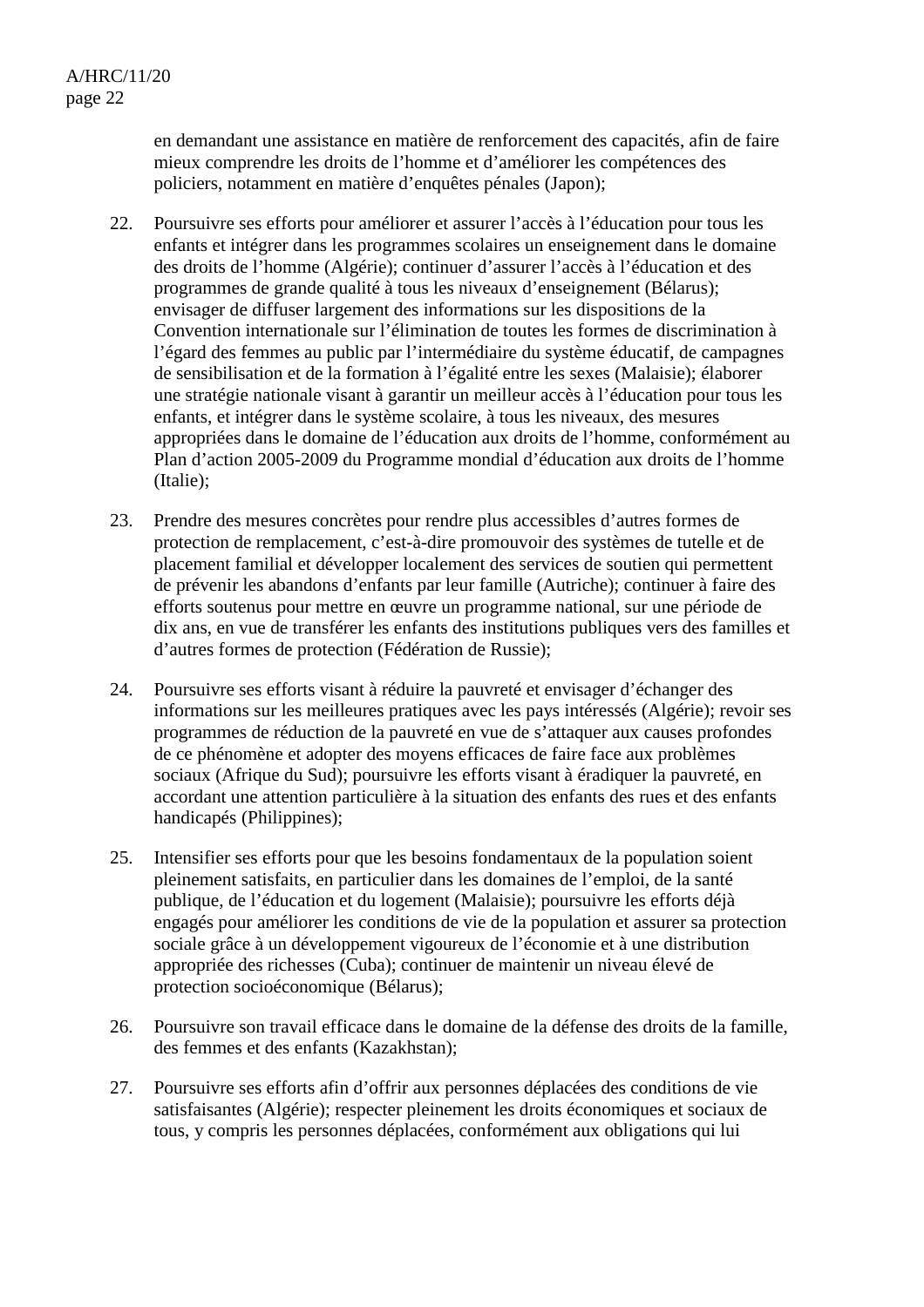en demandant une assistance en matière de renforcement des capacités, afin de faire mieux comprendre les droits de l'homme et d'améliorer les compétences des policiers, notamment en matière d'enquêtes pénales (Japon);

22. Poursuivre ses efforts pour améliorer et assurer l'accès à l'éducation pour tous les enfants et intégrer dans les programmes scolaires un enseignement dans le domaine des droits de l'homme (Algérie); continuer d'assurer l'accès à l'éducation et des programmes de grande qualité à tous les niveaux d'enseignement (Bélarus); envisager de diffuser largement des informations sur les dispositions de la Convention internationale sur l'élimination de toutes les formes de discrimination à l'égard des femmes au public par l'intermédiaire du système éducatif, de campagnes de sensibilisation et de la formation à l'égalité entre les sexes (Malaisie); élaborer une stratégie nationale visant à garantir un meilleur accès à l'éducation pour tous les enfants, et intégrer dans le système scolaire, à tous les niveaux, des mesures appropriées dans le domaine de l'éducation aux droits de l'homme, conformément au Plan d'action 2005-2009 du Programme mondial d'éducation aux droits de l'homme (Italie);

23. Prendre des mesures concrètes pour rendre plus accessibles d'autres formes de protection de remplacement, c'est-à-dire promouvoir des systèmes de tutelle et de placement familial et développer localement des services de soutien qui permettent de prévenir les abandons d'enfants par leur famille (Autriche); continuer à faire des efforts soutenus pour mettre en œuvre un programme national, sur une période de dix ans, en vue de transférer les enfants des institutions publiques vers des familles et d'autres formes de protection (Fédération de Russie);

24. Poursuivre ses efforts visant à réduire la pauvreté et envisager d'échanger des informations sur les meilleures pratiques avec les pays intéressés (Algérie); revoir ses programmes de réduction de la pauvreté en vue de s'attaquer aux causes profondes de ce phénomène et adopter des moyens efficaces de faire face aux problèmes sociaux (Afrique du Sud); poursuivre les efforts visant à éradiquer la pauvreté, en accordant une attention particulière à la situation des enfants des rues et des enfants handicapés (Philippines);

25. Intensifier ses efforts pour que les besoins fondamentaux de la population soient pleinement satisfaits, en particulier dans les domaines de l'emploi, de la santé publique, de l'éducation et du logement (Malaisie); poursuivre les efforts déjà engagés pour améliorer les conditions de vie de la population et assurer sa protection sociale grâce à un développement vigoureux de l'économie et à une distribution appropriée des richesses (Cuba); continuer de maintenir un niveau élevé de protection socioéconomique (Bélarus);

26. Poursuivre son travail efficace dans le domaine de la défense des droits de la famille, des femmes et des enfants (Kazakhstan);

27. Poursuivre ses efforts afin d'offrir aux personnes déplacées des conditions de vie satisfaisantes (Algérie); respecter pleinement les droits économiques et sociaux de tous, y compris les personnes déplacées, conformément aux obligations qui lui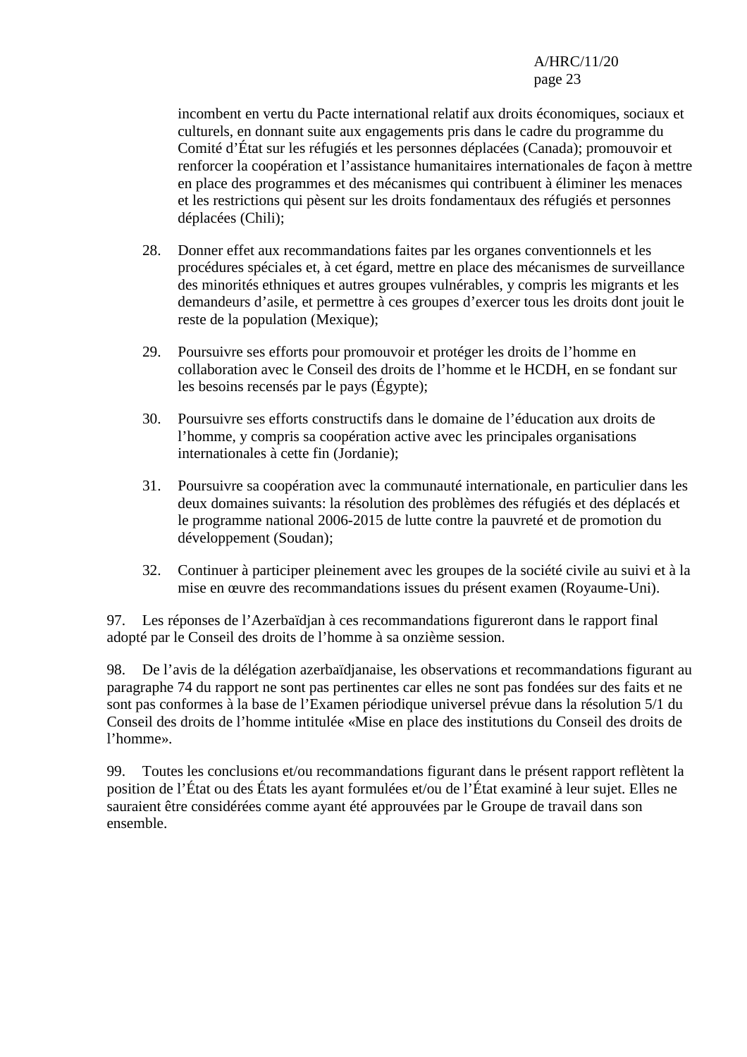incombent en vertu du Pacte international relatif aux droits économiques, sociaux et culturels, en donnant suite aux engagements pris dans le cadre du programme du Comité d'État sur les réfugiés et les personnes déplacées (Canada); promouvoir et renforcer la coopération et l'assistance humanitaires internationales de façon à mettre en place des programmes et des mécanismes qui contribuent à éliminer les menaces et les restrictions qui pèsent sur les droits fondamentaux des réfugiés et personnes déplacées (Chili);

28. Donner effet aux recommandations faites par les organes conventionnels et les procédures spéciales et, à cet égard, mettre en place des mécanismes de surveillance des minorités ethniques et autres groupes vulnérables, y compris les migrants et les demandeurs d'asile, et permettre à ces groupes d'exercer tous les droits dont jouit le reste de la population (Mexique);

29. Poursuivre ses efforts pour promouvoir et protéger les droits de l'homme en collaboration avec le Conseil des droits de l'homme et le HCDH, en se fondant sur les besoins recensés par le pays (Égypte);

30. Poursuivre ses efforts constructifs dans le domaine de l'éducation aux droits de l'homme, y compris sa coopération active avec les principales organisations internationales à cette fin (Jordanie);

31. Poursuivre sa coopération avec la communauté internationale, en particulier dans les deux domaines suivants: la résolution des problèmes des réfugiés et des déplacés et le programme national 2006-2015 de lutte contre la pauvreté et de promotion du développement (Soudan);

32. Continuer à participer pleinement avec les groupes de la société civile au suivi et à la mise en œuvre des recommandations issues du présent examen (Royaume-Uni).

97. Les réponses de l'Azerbaïdjan à ces recommandations figureront dans le rapport final adopté par le Conseil des droits de l'homme à sa onzième session.

98. De l'avis de la délégation azerbaïdjanaise, les observations et recommandations figurant au paragraphe 74 du rapport ne sont pas pertinentes car elles ne sont pas fondées sur des faits et ne sont pas conformes à la base de l'Examen périodique universel prévue dans la résolution 5/1 du Conseil des droits de l'homme intitulée «Mise en place des institutions du Conseil des droits de l'homme».

99. Toutes les conclusions et/ou recommandations figurant dans le présent rapport reflètent la position de l'État ou des États les ayant formulées et/ou de l'État examiné à leur sujet. Elles ne sauraient être considérées comme ayant été approuvées par le Groupe de travail dans son ensemble.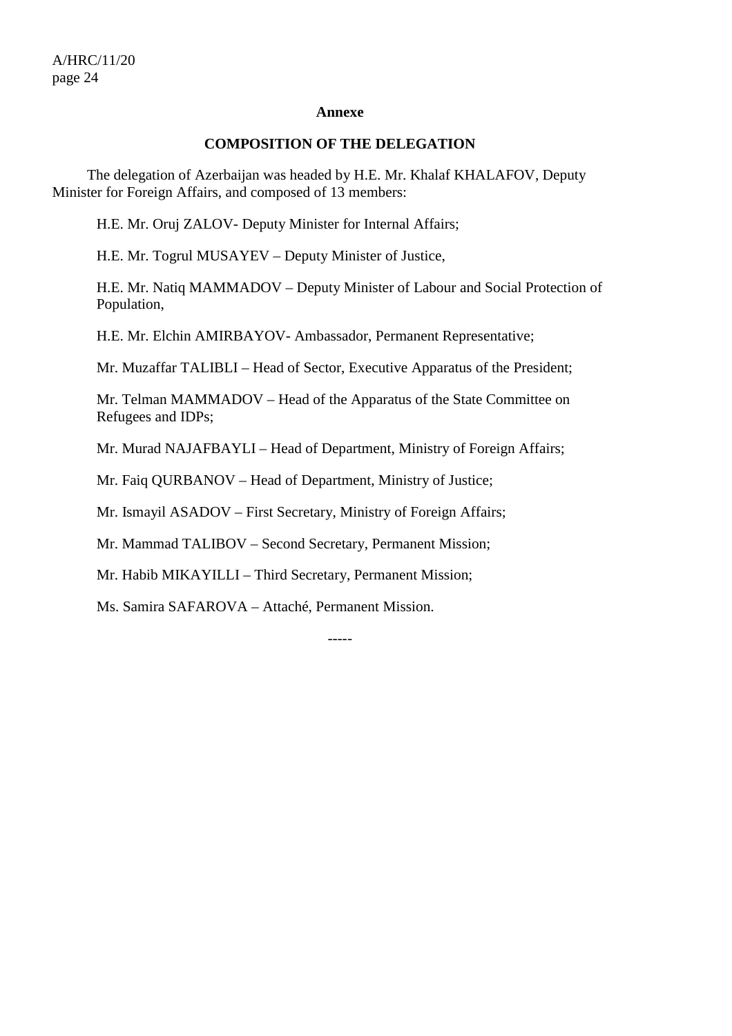**Annexe**

**COMPOSITION OF THE DELEGATION**

The delegation of Azerbaijan was headed by H.E. Mr. Khalaf KHALAFOV, Deputy Minister for Foreign Affairs, and composed of 13 members:

H.E. Mr. Oruj ZALOV- Deputy Minister for Internal Affairs;

H.E. Mr. Togrul MUSAYEV – Deputy Minister of Justice,

H.E. Mr. Natiq MAMMADOV – Deputy Minister of Labour and Social Protection of Population,

H.E. Mr. Elchin AMIRBAYOV- Ambassador, Permanent Representative;

Mr. Muzaffar TALIBLI – Head of Sector, Executive Apparatus of the President;

Mr. Telman MAMMADOV – Head of the Apparatus of the State Committee on Refugees and IDPs;

Mr. Murad NAJAFBAYLI – Head of Department, Ministry of Foreign Affairs;

Mr. Faiq QURBANOV – Head of Department, Ministry of Justice;

Mr. Ismayil ASADOV – First Secretary, Ministry of Foreign Affairs;

Mr. Mammad TALIBOV – Second Secretary, Permanent Mission;

Mr. Habib MIKAYILLI – Third Secretary, Permanent Mission;

Ms. Samira SAFAROVA – Attaché, Permanent Mission.

-----